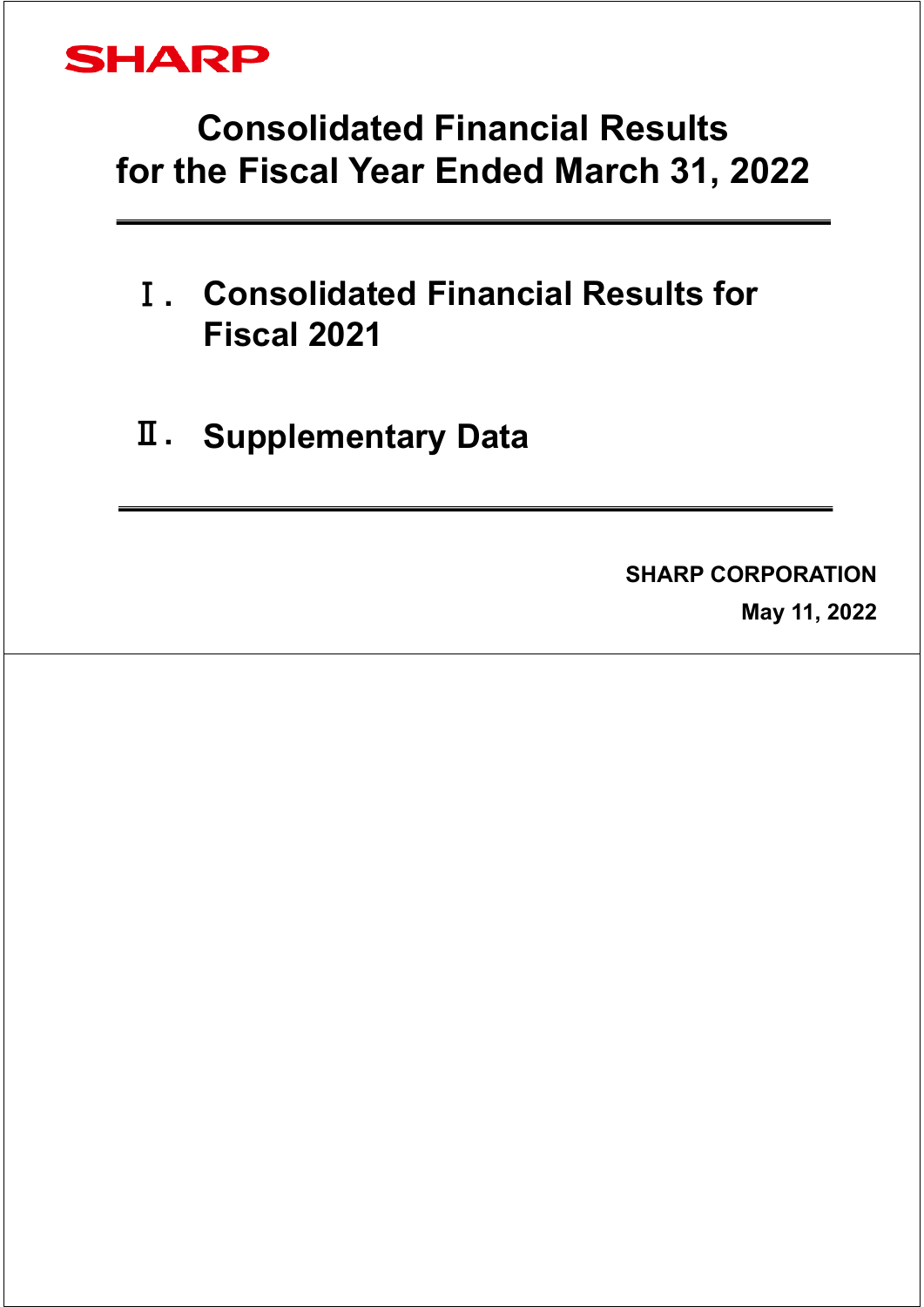SHARP

# Consolidated Financial Results for the Fiscal Year Ended March 31, 2022

## Ⅰ. Consolidated Financial Results for Fiscal 2021

## Ⅱ. Supplementary Data

**SHARP CORPORATION**

**May 11, 2022**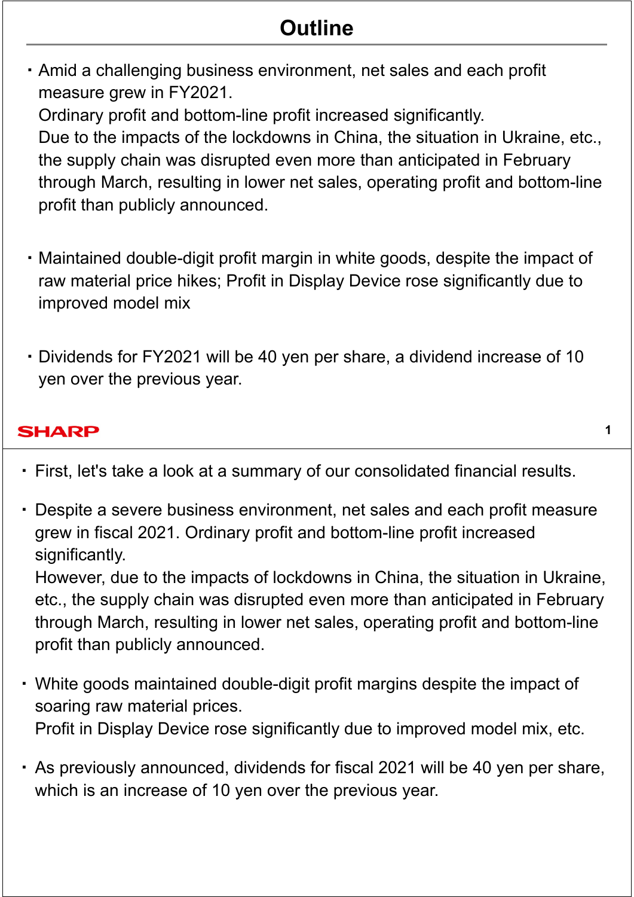# Outline

- Amid a challenging business environment, net sales and each profit measure grew in FY2021.
  Ordinary profit and bottom-line profit increased significantly.
  Due to the impacts of the lockdowns in China, the situation in Ukraine, etc., the supply chain was disrupted even more than anticipated in February through March, resulting in lower net sales, operating profit and bottom-line profit than publicly announced.

- Maintained double-digit profit margin in white goods, despite the impact of raw material price hikes; Profit in Display Device rose significantly due to improved model mix

- Dividends for FY2021 will be 40 yen per share, a dividend increase of 10 yen over the previous year.

---

- First, let's take a look at a summary of our consolidated financial results.

- Despite a severe business environment, net sales and each profit measure grew in fiscal 2021. Ordinary profit and bottom-line profit increased significantly.
  However, due to the impacts of lockdowns in China, the situation in Ukraine, etc., the supply chain was disrupted even more than anticipated in February through March, resulting in lower net sales, operating profit and bottom-line profit than publicly announced.

- White goods maintained double-digit profit margins despite the impact of soaring raw material prices.
  Profit in Display Device rose significantly due to improved model mix, etc.

- As previously announced, dividends for fiscal 2021 will be 40 yen per share, which is an increase of 10 yen over the previous year.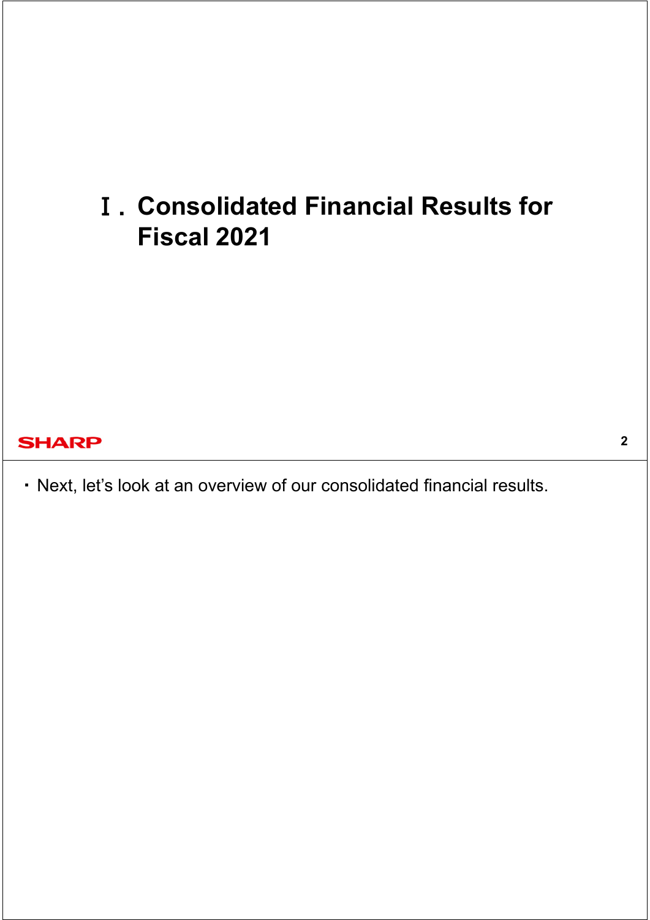# Ⅰ. Consolidated Financial Results for Fiscal 2021

・Next, let's look at an overview of our consolidated financial results.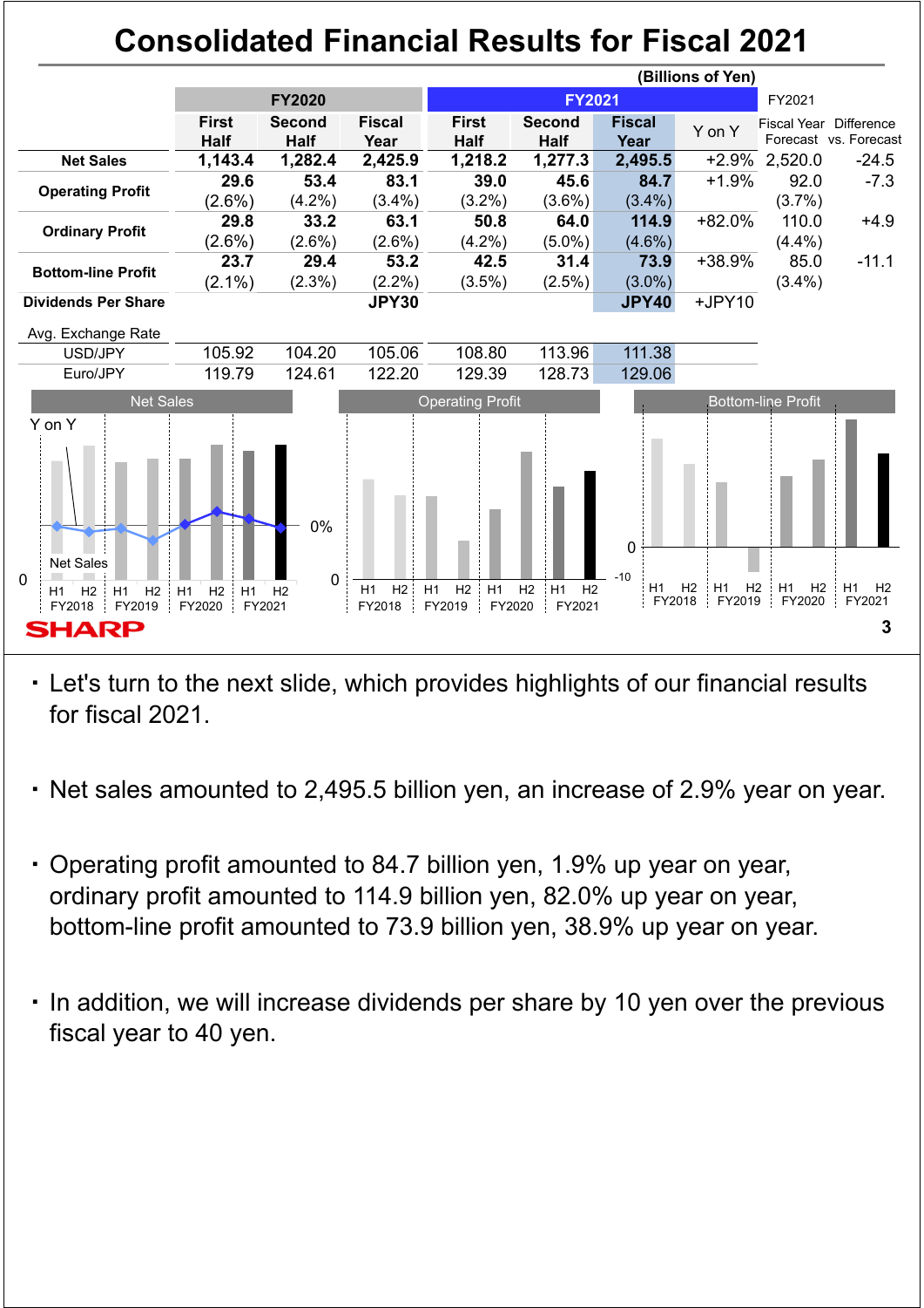# Consolidated Financial Results for Fiscal 2021

(Billions of Yen)

| | FY2020 First Half | FY2020 Second Half | FY2020 Fiscal Year | FY2021 First Half | FY2021 Second Half | FY2021 Fiscal Year | Y on Y | FY2021 Fiscal Year Forecast | Difference vs. Forecast |
|---|---|---|---|---|---|---|---|---|---|
| **Net Sales** | 1,143.4 | 1,282.4 | 2,425.9 | 1,218.2 | 1,277.3 | 2,495.5 | +2.9% | 2,520.0 | -24.5 |
| **Operating Profit** | 29.6 (2.6%) | 53.4 (4.2%) | 83.1 (3.4%) | 39.0 (3.2%) | 45.6 (3.6%) | 84.7 (3.4%) | +1.9% | 92.0 (3.7%) | -7.3 |
| **Ordinary Profit** | 29.8 (2.6%) | 33.2 (2.6%) | 63.1 (2.6%) | 50.8 (4.2%) | 64.0 (5.0%) | 114.9 (4.6%) | +82.0% | 110.0 (4.4%) | +4.9 |
| **Bottom-line Profit** | 23.7 (2.1%) | 29.4 (2.3%) | 53.2 (2.2%) | 42.5 (3.5%) | 31.4 (2.5%) | 73.9 (3.0%) | +38.9% | 85.0 (3.4%) | -11.1 |
| **Dividends Per Share** | | | JPY30 | | | JPY40 | +JPY10 | | |
| Avg. Exchange Rate | | | | | | | | | |
| USD/JPY | 105.92 | 104.20 | 105.06 | 108.80 | 113.96 | 111.38 | | | |
| Euro/JPY | 119.79 | 124.61 | 122.20 | 129.39 | 128.73 | 129.06 | | | |

- Let's turn to the next slide, which provides highlights of our financial results for fiscal 2021.
- Net sales amounted to 2,495.5 billion yen, an increase of 2.9% year on year.
- Operating profit amounted to 84.7 billion yen, 1.9% up year on year, ordinary profit amounted to 114.9 billion yen, 82.0% up year on year, bottom-line profit amounted to 73.9 billion yen, 38.9% up year on year.
- In addition, we will increase dividends per share by 10 yen over the previous fiscal year to 40 yen.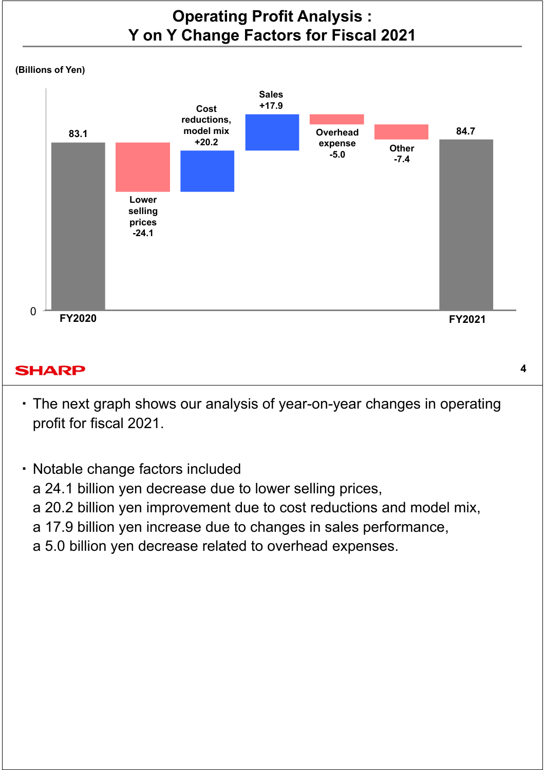# Operating Profit Analysis : Y on Y Change Factors for Fiscal 2021

(Billions of Yen)

| | FY2020 | Lower selling prices | Cost reductions, model mix | Sales | Overhead expense | Other | FY2021 |
|---|---|---|---|---|---|---|---|
| Value | 83.1 | -24.1 | +20.2 | +17.9 | -5.0 | -7.4 | 84.7 |

- The next graph shows our analysis of year-on-year changes in operating profit for fiscal 2021.

- Notable change factors included
  a 24.1 billion yen decrease due to lower selling prices,
  a 20.2 billion yen improvement due to cost reductions and model mix,
  a 17.9 billion yen increase due to changes in sales performance,
  a 5.0 billion yen decrease related to overhead expenses.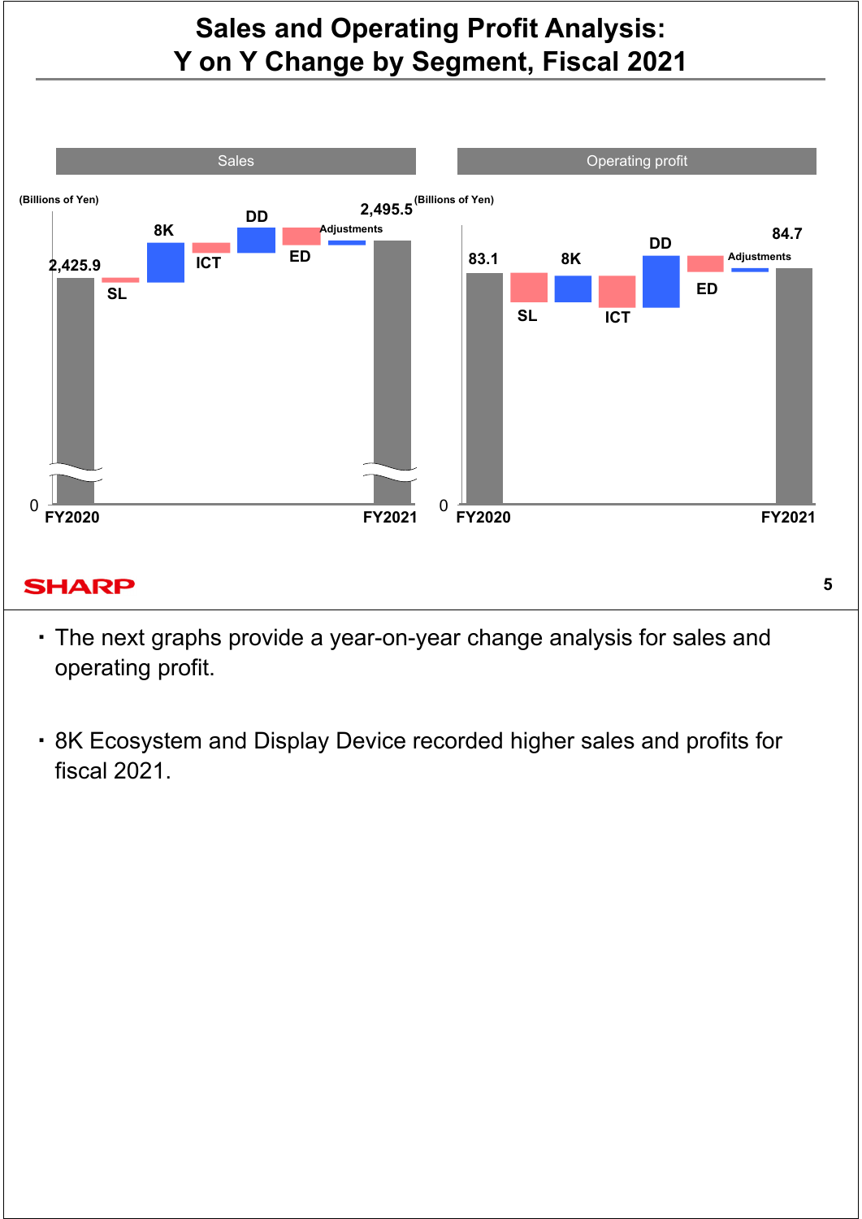# Sales and Operating Profit Analysis: Y on Y Change by Segment, Fiscal 2021

**Sales**

(Billions of Yen)

FY2020: 2,425.9 → SL, 8K, ICT, DD, ED, Adjustments → FY2021: 2,495.5

**Operating profit**

(Billions of Yen)

FY2020: 83.1 → SL, 8K, ICT, DD, ED, Adjustments → FY2021: 84.7

- The next graphs provide a year-on-year change analysis for sales and operating profit.
- 8K Ecosystem and Display Device recorded higher sales and profits for fiscal 2021.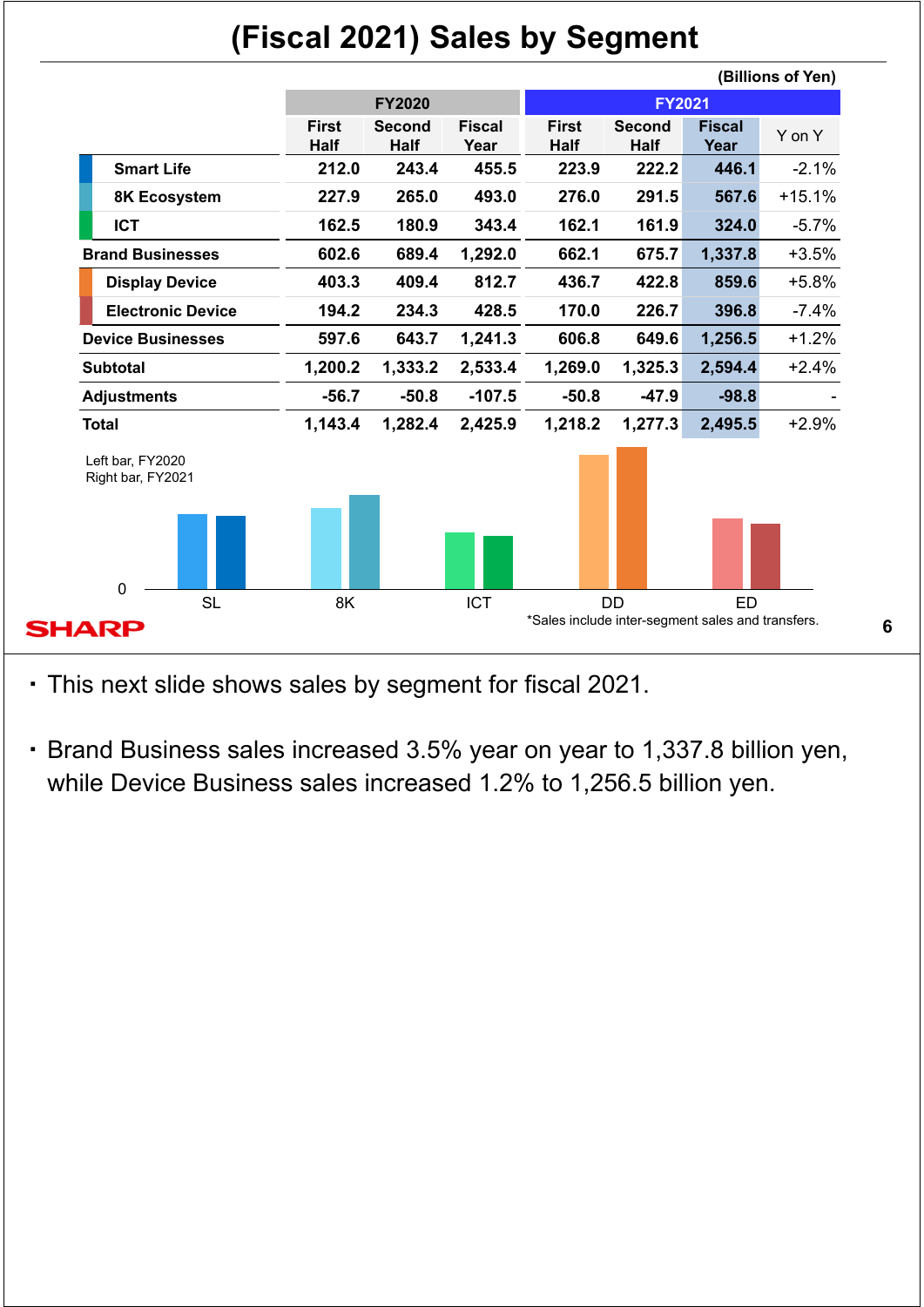# (Fiscal 2021) Sales by Segment

(Billions of Yen)

| | FY2020 | | | FY2021 | | | |
|---|---|---|---|---|---|---|---|
| | First Half | Second Half | Fiscal Year | First Half | Second Half | Fiscal Year | Y on Y |
| Smart Life | 212.0 | 243.4 | 455.5 | 223.9 | 222.2 | 446.1 | -2.1% |
| 8K Ecosystem | 227.9 | 265.0 | 493.0 | 276.0 | 291.5 | 567.6 | +15.1% |
| ICT | 162.5 | 180.9 | 343.4 | 162.1 | 161.9 | 324.0 | -5.7% |
| **Brand Businesses** | 602.6 | 689.4 | 1,292.0 | 662.1 | 675.7 | 1,337.8 | +3.5% |
| Display Device | 403.3 | 409.4 | 812.7 | 436.7 | 422.8 | 859.6 | +5.8% |
| Electronic Device | 194.2 | 234.3 | 428.5 | 170.0 | 226.7 | 396.8 | -7.4% |
| **Device Businesses** | 597.6 | 643.7 | 1,241.3 | 606.8 | 649.6 | 1,256.5 | +1.2% |
| **Subtotal** | 1,200.2 | 1,333.2 | 2,533.4 | 1,269.0 | 1,325.3 | 2,594.4 | +2.4% |
| **Adjustments** | -56.7 | -50.8 | -107.5 | -50.8 | -47.9 | -98.8 | - |
| **Total** | 1,143.4 | 1,282.4 | 2,425.9 | 1,218.2 | 1,277.3 | 2,495.5 | +2.9% |

Left bar, FY2020
Right bar, FY2021

0

SL 8K ICT DD ED

*Sales include inter-segment sales and transfers.

- This next slide shows sales by segment for fiscal 2021.
- Brand Business sales increased 3.5% year on year to 1,337.8 billion yen, while Device Business sales increased 1.2% to 1,256.5 billion yen.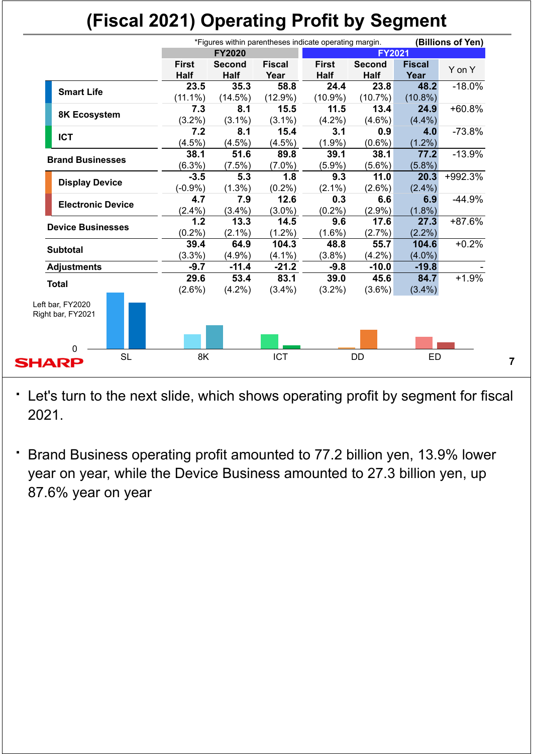# (Fiscal 2021) Operating Profit by Segment

*Figures within parentheses indicate operating margin. **(Billions of Yen)**

| | FY2020 | | | FY2021 | | | |
|---|---|---|---|---|---|---|---|
| | First Half | Second Half | Fiscal Year | First Half | Second Half | Fiscal Year | Y on Y |
| **Smart Life** | 23.5 (11.1%) | 35.3 (14.5%) | 58.8 (12.9%) | 24.4 (10.9%) | 23.8 (10.7%) | 48.2 (10.8%) | -18.0% |
| **8K Ecosystem** | 7.3 (3.2%) | 8.1 (3.1%) | 15.5 (3.1%) | 11.5 (4.2%) | 13.4 (4.6%) | 24.9 (4.4%) | +60.8% |
| **ICT** | 7.2 (4.5%) | 8.1 (4.5%) | 15.4 (4.5%) | 3.1 (1.9%) | 0.9 (0.6%) | 4.0 (1.2%) | -73.8% |
| **Brand Businesses** | 38.1 (6.3%) | 51.6 (7.5%) | 89.8 (7.0%) | 39.1 (5.9%) | 38.1 (5.6%) | 77.2 (5.8%) | -13.9% |
| **Display Device** | -3.5 (-0.9%) | 5.3 (1.3%) | 1.8 (0.2%) | 9.3 (2.1%) | 11.0 (2.6%) | 20.3 (2.4%) | +992.3% |
| **Electronic Device** | 4.7 (2.4%) | 7.9 (3.4%) | 12.6 (3.0%) | 0.3 (0.2%) | 6.6 (2.9%) | 6.9 (1.8%) | -44.9% |
| **Device Businesses** | 1.2 (0.2%) | 13.3 (2.1%) | 14.5 (1.2%) | 9.6 (1.6%) | 17.6 (2.7%) | 27.3 (2.2%) | +87.6% |
| **Subtotal** | 39.4 (3.3%) | 64.9 (4.9%) | 104.3 (4.1%) | 48.8 (3.8%) | 55.7 (4.2%) | 104.6 (4.0%) | +0.2% |
| **Adjustments** | -9.7 | -11.4 | -21.2 | -9.8 | -10.0 | -19.8 | - |
| **Total** | 29.6 (2.6%) | 53.4 (4.2%) | 83.1 (3.4%) | 39.0 (3.2%) | 45.6 (3.6%) | 84.7 (3.4%) | +1.9% |

Left bar, FY2020
Right bar, FY2021

0

SL 8K ICT DD ED

- Let's turn to the next slide, which shows operating profit by segment for fiscal 2021.
- Brand Business operating profit amounted to 77.2 billion yen, 13.9% lower year on year, while the Device Business amounted to 27.3 billion yen, up 87.6% year on year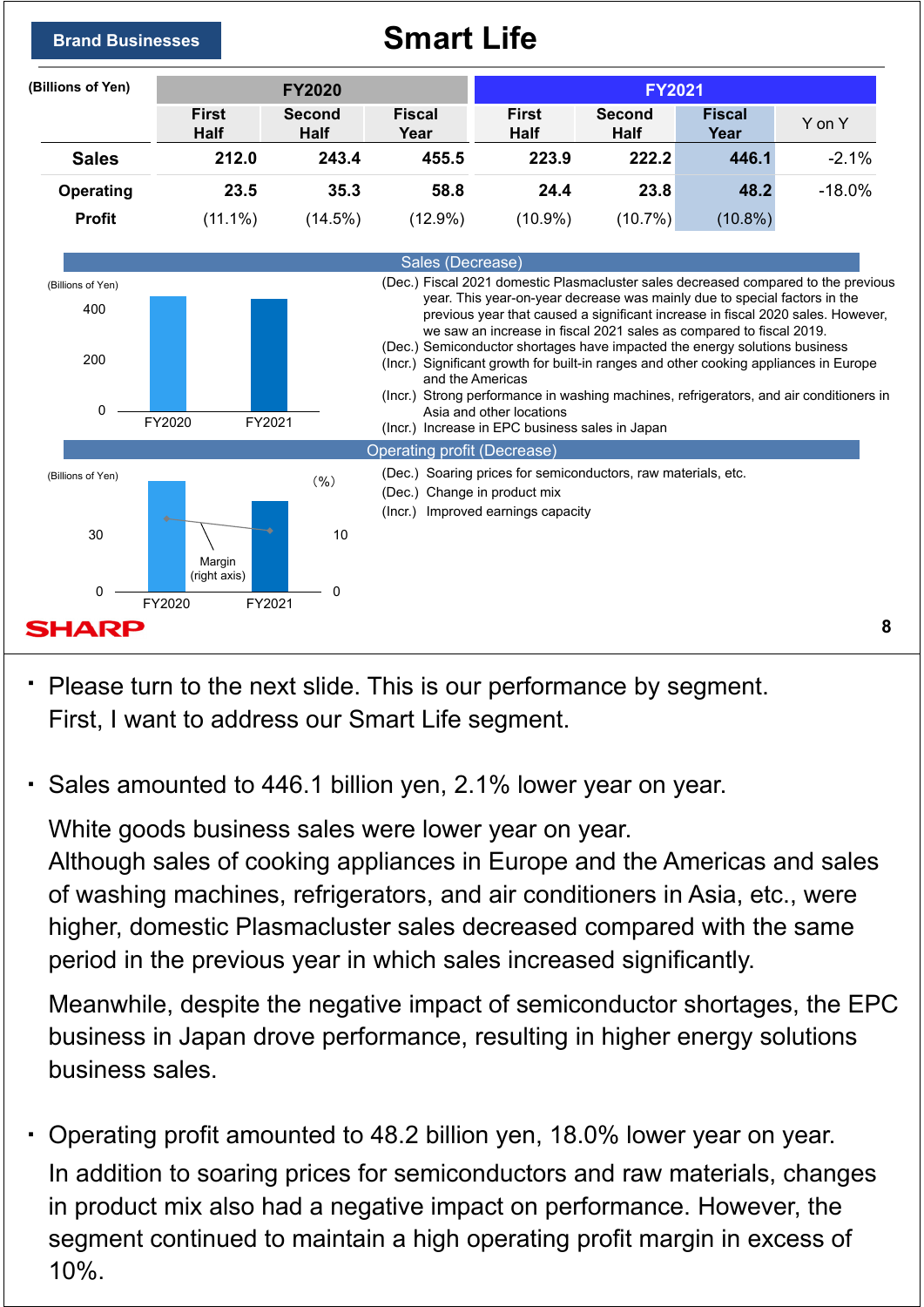Brand Businesses

# Smart Life

| (Billions of Yen) | FY2020 | | | FY2021 | | | |
|---|---|---|---|---|---|---|---|
| | First Half | Second Half | Fiscal Year | First Half | Second Half | Fiscal Year | Y on Y |
| **Sales** | **212.0** | **243.4** | **455.5** | **223.9** | **222.2** | **446.1** | -2.1% |
| **Operating Profit** | **23.5** | **35.3** | **58.8** | **24.4** | **23.8** | **48.2** | -18.0% |
| | (11.1%) | (14.5%) | (12.9%) | (10.9%) | (10.7%) | (10.8%) | |

**Sales (Decrease)**

(Billions of Yen)

- (Dec.) Fiscal 2021 domestic Plasmacluster sales decreased compared to the previous year. This year-on-year decrease was mainly due to special factors in the previous year that caused a significant increase in fiscal 2020 sales. However, we saw an increase in fiscal 2021 sales as compared to fiscal 2019.
- (Dec.) Semiconductor shortages have impacted the energy solutions business
- (Incr.) Significant growth for built-in ranges and other cooking appliances in Europe and the Americas
- (Incr.) Strong performance in washing machines, refrigerators, and air conditioners in Asia and other locations
- (Incr.) Increase in EPC business sales in Japan

**Operating profit (Decrease)**

(Billions of Yen) (%)

Margin (right axis)

- (Dec.) Soaring prices for semiconductors, raw materials, etc.
- (Dec.) Change in product mix
- (Incr.) Improved earnings capacity

---

- Please turn to the next slide. This is our performance by segment. First, I want to address our Smart Life segment.

- Sales amounted to 446.1 billion yen, 2.1% lower year on year.

  White goods business sales were lower year on year. Although sales of cooking appliances in Europe and the Americas and sales of washing machines, refrigerators, and air conditioners in Asia, etc., were higher, domestic Plasmacluster sales decreased compared with the same period in the previous year in which sales increased significantly.

  Meanwhile, despite the negative impact of semiconductor shortages, the EPC business in Japan drove performance, resulting in higher energy solutions business sales.

- Operating profit amounted to 48.2 billion yen, 18.0% lower year on year.

  In addition to soaring prices for semiconductors and raw materials, changes in product mix also had a negative impact on performance. However, the segment continued to maintain a high operating profit margin in excess of 10%.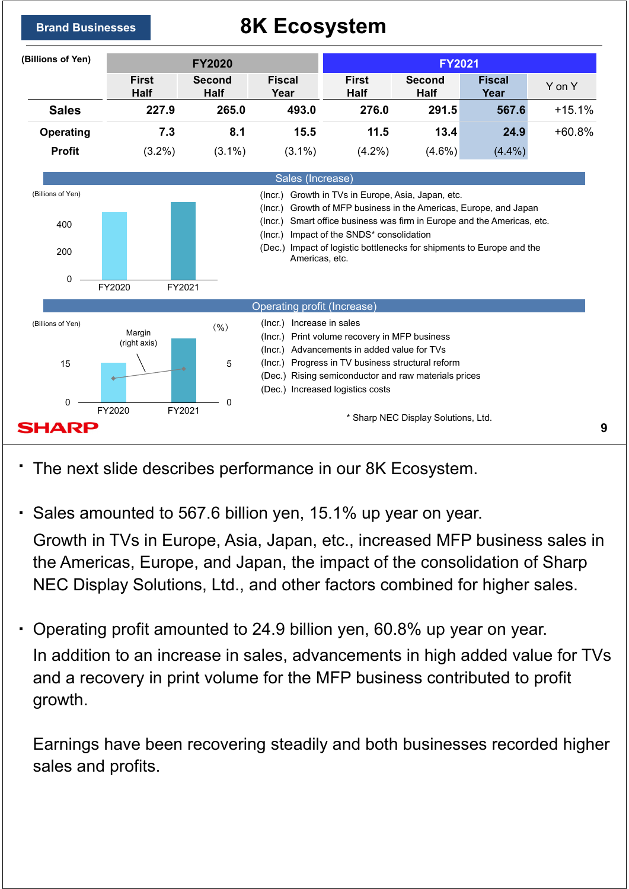Brand Businesses

# 8K Ecosystem

| (Billions of Yen) | FY2020 | | | FY2021 | | | |
|---|---|---|---|---|---|---|---|
| | First Half | Second Half | Fiscal Year | First Half | Second Half | Fiscal Year | Y on Y |
| **Sales** | 227.9 | 265.0 | 493.0 | 276.0 | 291.5 | 567.6 | +15.1% |
| **Operating Profit** | 7.3 | 8.1 | 15.5 | 11.5 | 13.4 | 24.9 | +60.8% |
| | (3.2%) | (3.1%) | (3.1%) | (4.2%) | (4.6%) | (4.4%) | |

**Sales (Increase)**

(Billions of Yen)

- (Incr.) Growth in TVs in Europe, Asia, Japan, etc.
- (Incr.) Growth of MFP business in the Americas, Europe, and Japan
- (Incr.) Smart office business was firm in Europe and the Americas, etc.
- (Incr.) Impact of the SNDS* consolidation
- (Dec.) Impact of logistic bottlenecks for shipments to Europe and the Americas, etc.

**Operating profit (Increase)**

(Billions of Yen)

- (Incr.) Increase in sales
- (Incr.) Print volume recovery in MFP business
- (Incr.) Advancements in added value for TVs
- (Incr.) Progress in TV business structural reform
- (Dec.) Rising semiconductor and raw materials prices
- (Dec.) Increased logistics costs

\* Sharp NEC Display Solutions, Ltd.

- The next slide describes performance in our 8K Ecosystem.

- Sales amounted to 567.6 billion yen, 15.1% up year on year.
  Growth in TVs in Europe, Asia, Japan, etc., increased MFP business sales in the Americas, Europe, and Japan, the impact of the consolidation of Sharp NEC Display Solutions, Ltd., and other factors combined for higher sales.

- Operating profit amounted to 24.9 billion yen, 60.8% up year on year.
  In addition to an increase in sales, advancements in high added value for TVs and a recovery in print volume for the MFP business contributed to profit growth.

  Earnings have been recovering steadily and both businesses recorded higher sales and profits.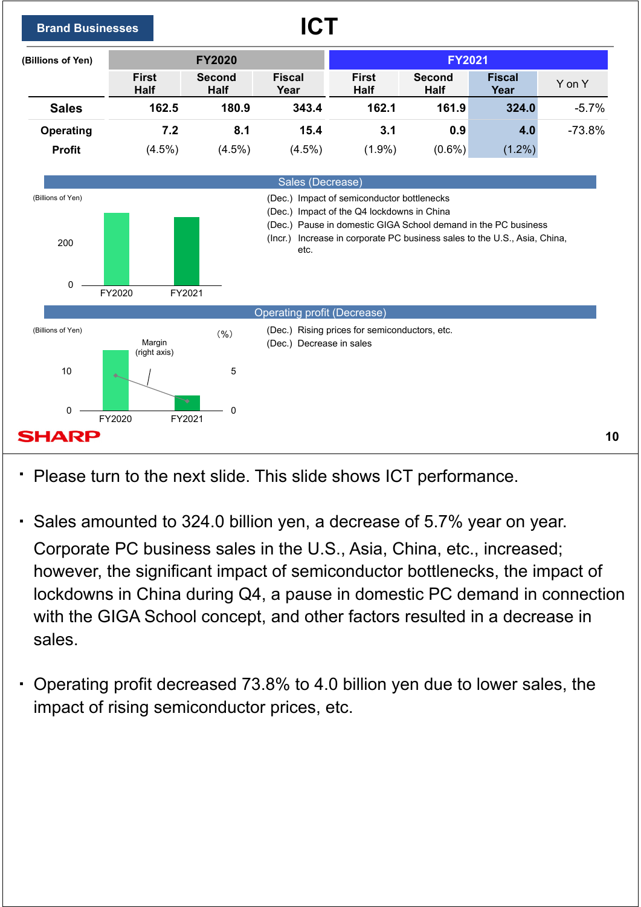Brand Businesses

# ICT

| (Billions of Yen) | FY2020 | | | FY2021 | | | |
|---|---|---|---|---|---|---|---|
| | First Half | Second Half | Fiscal Year | First Half | Second Half | Fiscal Year | Y on Y |
| **Sales** | **162.5** | **180.9** | **343.4** | **162.1** | **161.9** | **324.0** | -5.7% |
| **Operating Profit** | **7.2** | **8.1** | **15.4** | **3.1** | **0.9** | **4.0** | -73.8% |
| | (4.5%) | (4.5%) | (4.5%) | (1.9%) | (0.6%) | (1.2%) | |

## Sales (Decrease)

(Billions of Yen)

200

0

FY2020 FY2021

- (Dec.) Impact of semiconductor bottlenecks
- (Dec.) Impact of the Q4 lockdowns in China
- (Dec.) Pause in domestic GIGA School demand in the PC business
- (Incr.) Increase in corporate PC business sales to the U.S., Asia, China, etc.

## Operating profit (Decrease)

(Billions of Yen) (%)

Margin (right axis)

10 5

0 0

FY2020 FY2021

- (Dec.) Rising prices for semiconductors, etc.
- (Dec.) Decrease in sales

---

- Please turn to the next slide. This slide shows ICT performance.

- Sales amounted to 324.0 billion yen, a decrease of 5.7% year on year. Corporate PC business sales in the U.S., Asia, China, etc., increased; however, the significant impact of semiconductor bottlenecks, the impact of lockdowns in China during Q4, a pause in domestic PC demand in connection with the GIGA School concept, and other factors resulted in a decrease in sales.

- Operating profit decreased 73.8% to 4.0 billion yen due to lower sales, the impact of rising semiconductor prices, etc.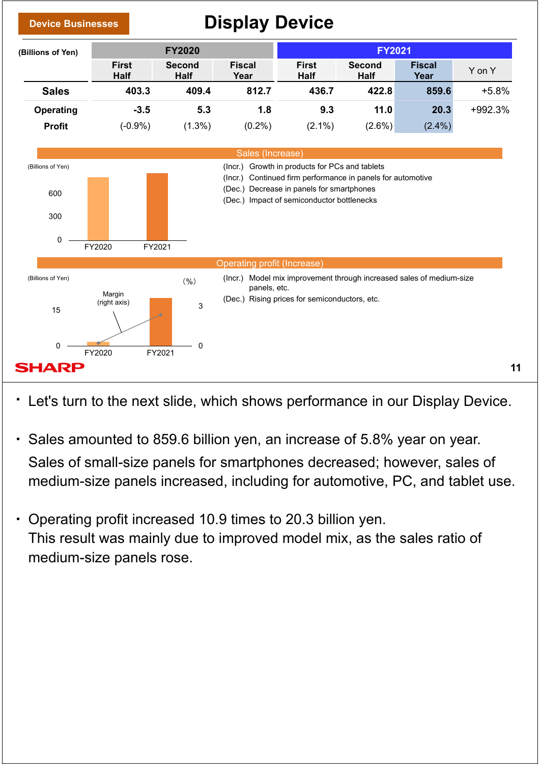Device Businesses

# Display Device

| (Billions of Yen) | FY2020 | | | FY2021 | | | |
|---|---|---|---|---|---|---|---|
| | First Half | Second Half | Fiscal Year | First Half | Second Half | Fiscal Year | Y on Y |
| **Sales** | **403.3** | **409.4** | **812.7** | **436.7** | **422.8** | **859.6** | +5.8% |
| **Operating Profit** | **-3.5** | **5.3** | **1.8** | **9.3** | **11.0** | **20.3** | +992.3% |
| | (-0.9%) | (1.3%) | (0.2%) | (2.1%) | (2.6%) | (2.4%) | |

**Sales (Increase)**

(Billions of Yen)

600
300
0
FY2020 FY2021

- (Incr.) Growth in products for PCs and tablets
- (Incr.) Continued firm performance in panels for automotive
- (Dec.) Decrease in panels for smartphones
- (Dec.) Impact of semiconductor bottlenecks

**Operating profit (Increase)**

(Billions of Yen) (%)

Margin (right axis)

15 3
0 0
FY2020 FY2021

- (Incr.) Model mix improvement through increased sales of medium-size panels, etc.
- (Dec.) Rising prices for semiconductors, etc.

---

- Let's turn to the next slide, which shows performance in our Display Device.
- Sales amounted to 859.6 billion yen, an increase of 5.8% year on year. Sales of small-size panels for smartphones decreased; however, sales of medium-size panels increased, including for automotive, PC, and tablet use.
- Operating profit increased 10.9 times to 20.3 billion yen. This result was mainly due to improved model mix, as the sales ratio of medium-size panels rose.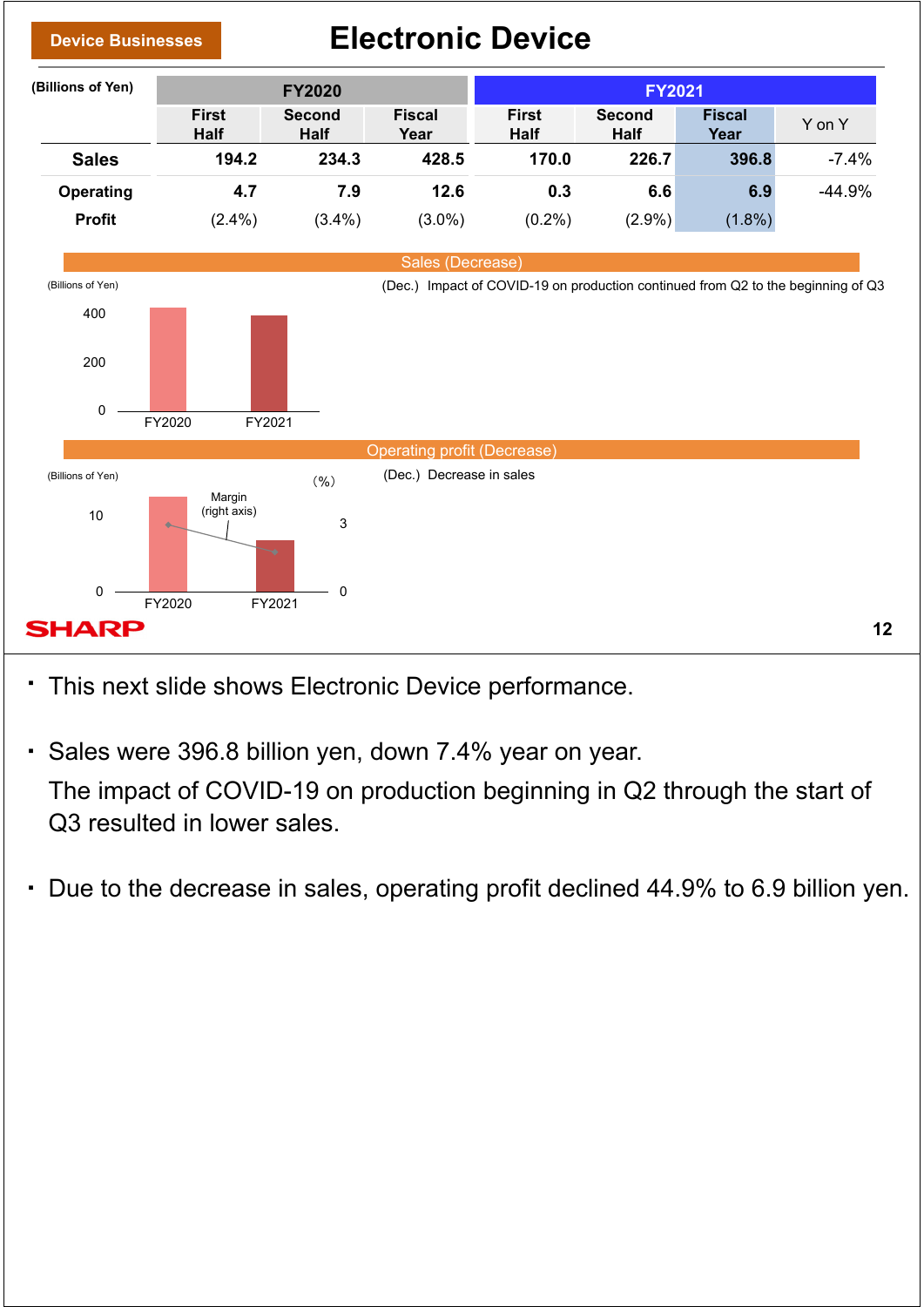Device Businesses

# Electronic Device

| (Billions of Yen) | FY2020 | | | FY2021 | | | |
|---|---|---|---|---|---|---|---|
| | First Half | Second Half | Fiscal Year | First Half | Second Half | Fiscal Year | Y on Y |
| **Sales** | **194.2** | **234.3** | **428.5** | **170.0** | **226.7** | **396.8** | -7.4% |
| **Operating Profit** | **4.7** | **7.9** | **12.6** | **0.3** | **6.6** | **6.9** | -44.9% |
| | (2.4%) | (3.4%) | (3.0%) | (0.2%) | (2.9%) | (1.8%) | |

**Sales (Decrease)**

(Billions of Yen)

(Dec.) Impact of COVID-19 on production continued from Q2 to the beginning of Q3

**Operating profit (Decrease)**

(Billions of Yen)

(Dec.) Decrease in sales

- This next slide shows Electronic Device performance.

- Sales were 396.8 billion yen, down 7.4% year on year.
  The impact of COVID-19 on production beginning in Q2 through the start of Q3 resulted in lower sales.

- Due to the decrease in sales, operating profit declined 44.9% to 6.9 billion yen.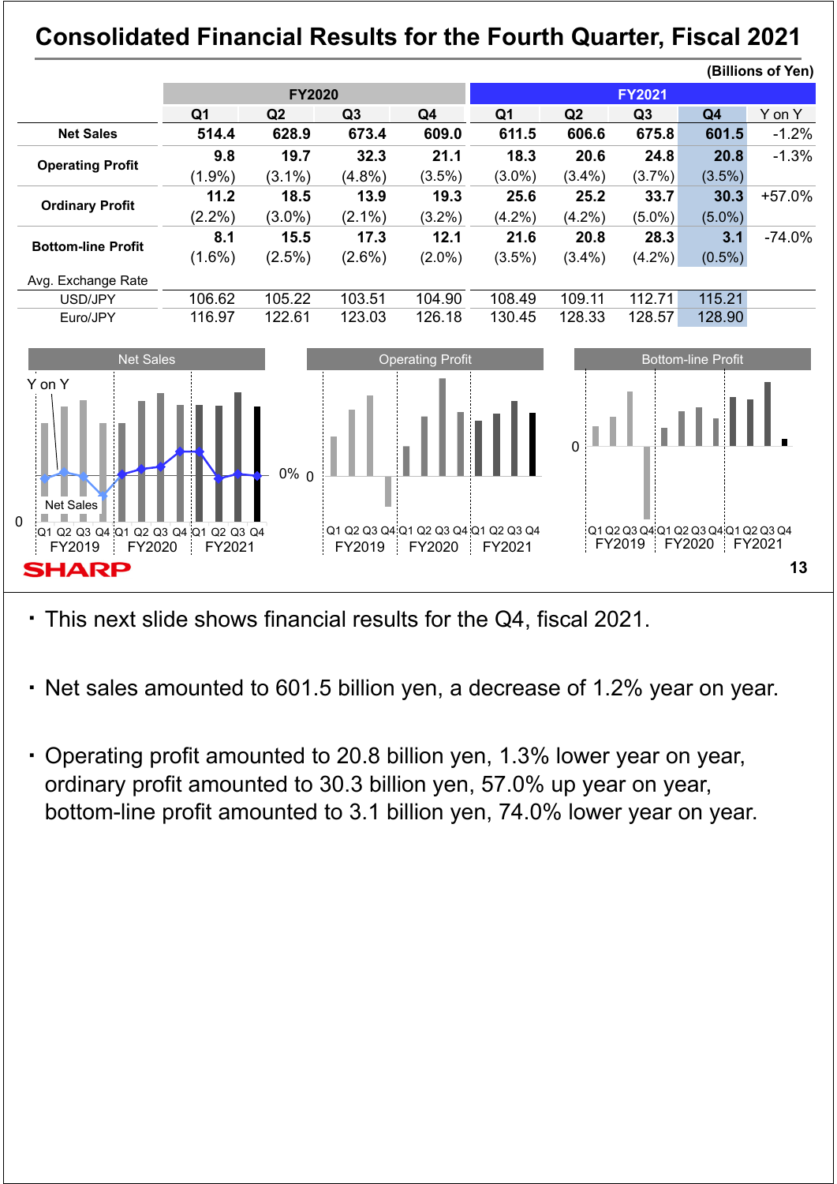# Consolidated Financial Results for the Fourth Quarter, Fiscal 2021

(Billions of Yen)

| | FY2020 | | | | FY2021 | | | | |
|---|---|---|---|---|---|---|---|---|---|
| | Q1 | Q2 | Q3 | Q4 | Q1 | Q2 | Q3 | Q4 | Y on Y |
| **Net Sales** | **514.4** | **628.9** | **673.4** | **609.0** | **611.5** | **606.6** | **675.8** | **601.5** | -1.2% |
| **Operating Profit** | **9.8** | **19.7** | **32.3** | **21.1** | **18.3** | **20.6** | **24.8** | **20.8** | -1.3% |
| | (1.9%) | (3.1%) | (4.8%) | (3.5%) | (3.0%) | (3.4%) | (3.7%) | (3.5%) | |
| **Ordinary Profit** | **11.2** | **18.5** | **13.9** | **19.3** | **25.6** | **25.2** | **33.7** | **30.3** | +57.0% |
| | (2.2%) | (3.0%) | (2.1%) | (3.2%) | (4.2%) | (4.2%) | (5.0%) | (5.0%) | |
| **Bottom-line Profit** | **8.1** | **15.5** | **17.3** | **12.1** | **21.6** | **20.8** | **28.3** | **3.1** | -74.0% |
| | (1.6%) | (2.5%) | (2.6%) | (2.0%) | (3.5%) | (3.4%) | (4.2%) | (0.5%) | |
| Avg. Exchange Rate | | | | | | | | | |
| USD/JPY | 106.62 | 105.22 | 103.51 | 104.90 | 108.49 | 109.11 | 112.71 | 115.21 | |
| Euro/JPY | 116.97 | 122.61 | 123.03 | 126.18 | 130.45 | 128.33 | 128.57 | 128.90 | |

- This next slide shows financial results for the Q4, fiscal 2021.

- Net sales amounted to 601.5 billion yen, a decrease of 1.2% year on year.

- Operating profit amounted to 20.8 billion yen, 1.3% lower year on year, ordinary profit amounted to 30.3 billion yen, 57.0% up year on year, bottom-line profit amounted to 3.1 billion yen, 74.0% lower year on year.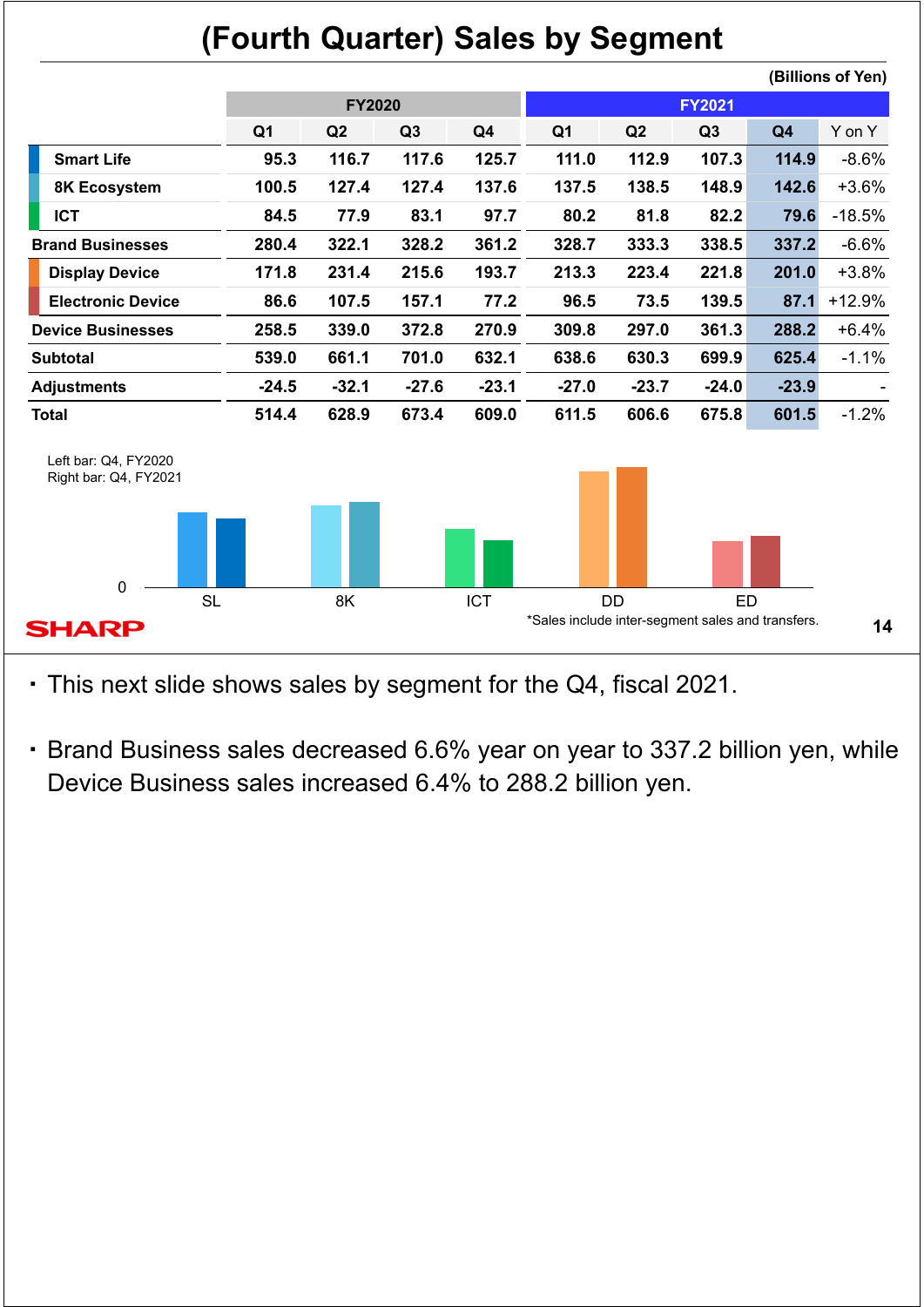# (Fourth Quarter) Sales by Segment

(Billions of Yen)

| | FY2020 | | | | FY2021 | | | | |
|---|---|---|---|---|---|---|---|---|---|
| | Q1 | Q2 | Q3 | Q4 | Q1 | Q2 | Q3 | Q4 | Y on Y |
| Smart Life | 95.3 | 116.7 | 117.6 | 125.7 | 111.0 | 112.9 | 107.3 | 114.9 | -8.6% |
| 8K Ecosystem | 100.5 | 127.4 | 127.4 | 137.6 | 137.5 | 138.5 | 148.9 | 142.6 | +3.6% |
| ICT | 84.5 | 77.9 | 83.1 | 97.7 | 80.2 | 81.8 | 82.2 | 79.6 | -18.5% |
| **Brand Businesses** | 280.4 | 322.1 | 328.2 | 361.2 | 328.7 | 333.3 | 338.5 | 337.2 | -6.6% |
| Display Device | 171.8 | 231.4 | 215.6 | 193.7 | 213.3 | 223.4 | 221.8 | 201.0 | +3.8% |
| Electronic Device | 86.6 | 107.5 | 157.1 | 77.2 | 96.5 | 73.5 | 139.5 | 87.1 | +12.9% |
| **Device Businesses** | 258.5 | 339.0 | 372.8 | 270.9 | 309.8 | 297.0 | 361.3 | 288.2 | +6.4% |
| **Subtotal** | 539.0 | 661.1 | 701.0 | 632.1 | 638.6 | 630.3 | 699.9 | 625.4 | -1.1% |
| **Adjustments** | -24.5 | -32.1 | -27.6 | -23.1 | -27.0 | -23.7 | -24.0 | -23.9 | - |
| **Total** | 514.4 | 628.9 | 673.4 | 609.0 | 611.5 | 606.6 | 675.8 | 601.5 | -1.2% |

Left bar: Q4, FY2020
Right bar: Q4, FY2021

SL 8K ICT DD ED

*Sales include inter-segment sales and transfers.

- This next slide shows sales by segment for the Q4, fiscal 2021.
- Brand Business sales decreased 6.6% year on year to 337.2 billion yen, while Device Business sales increased 6.4% to 288.2 billion yen.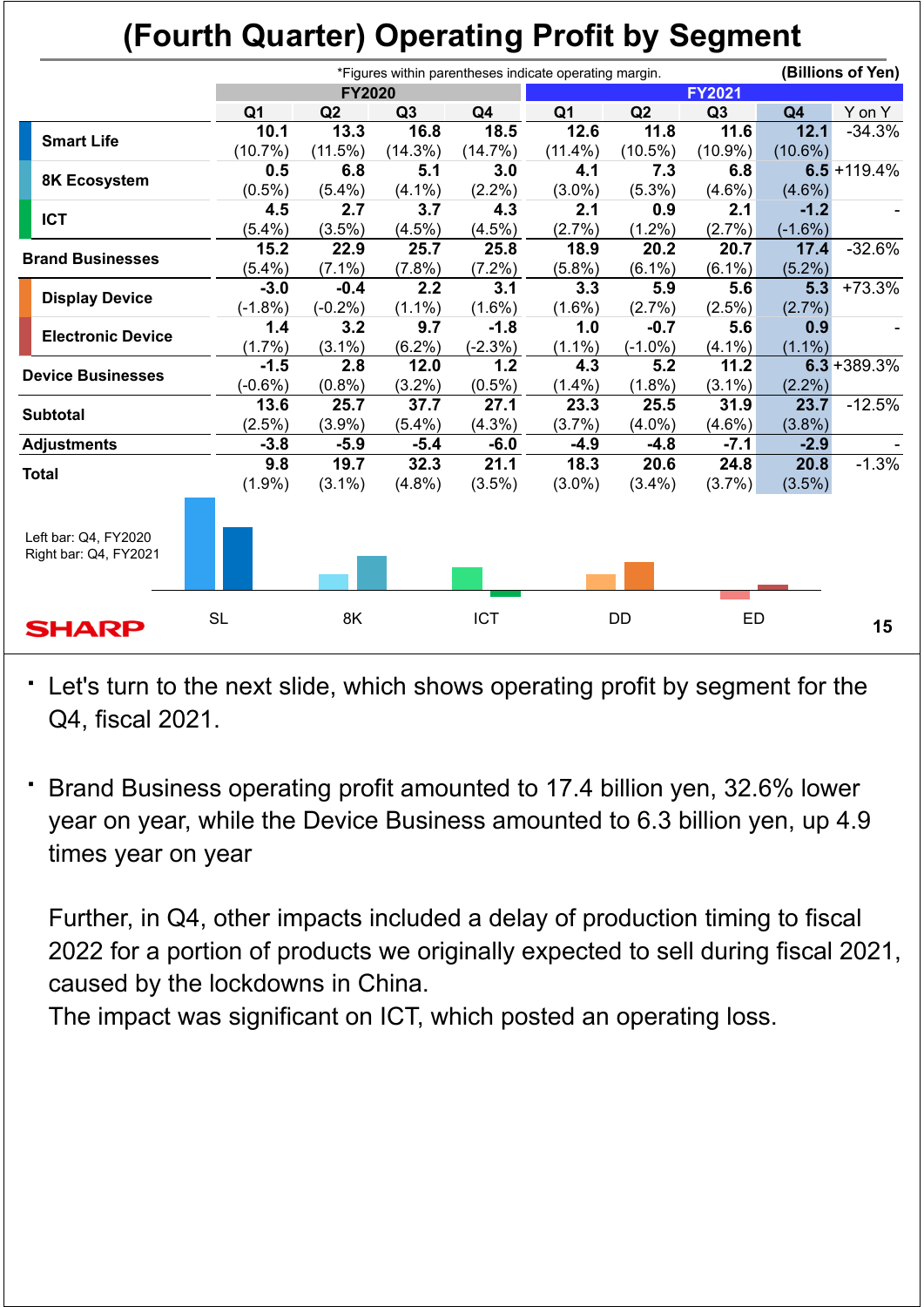# (Fourth Quarter) Operating Profit by Segment

*Figures within parentheses indicate operating margin. (Billions of Yen)

| | FY2020 | | | | FY2021 | | | | |
|---|---|---|---|---|---|---|---|---|---|
| | Q1 | Q2 | Q3 | Q4 | Q1 | Q2 | Q3 | Q4 | Y on Y |
| Smart Life | 10.1 (10.7%) | 13.3 (11.5%) | 16.8 (14.3%) | 18.5 (14.7%) | 12.6 (11.4%) | 11.8 (10.5%) | 11.6 (10.9%) | 12.1 (10.6%) | -34.3% |
| 8K Ecosystem | 0.5 (0.5%) | 6.8 (5.4%) | 5.1 (4.1%) | 3.0 (2.2%) | 4.1 (3.0%) | 7.3 (5.3%) | 6.8 (4.6%) | 6.5 (4.6%) | +119.4% |
| ICT | 4.5 (5.4%) | 2.7 (3.5%) | 3.7 (4.5%) | 4.3 (4.5%) | 2.1 (2.7%) | 0.9 (1.2%) | 2.1 (2.7%) | -1.2 (-1.6%) | - |
| Brand Businesses | 15.2 (5.4%) | 22.9 (7.1%) | 25.7 (7.8%) | 25.8 (7.2%) | 18.9 (5.8%) | 20.2 (6.1%) | 20.7 (6.1%) | 17.4 (5.2%) | -32.6% |
| Display Device | -3.0 (-1.8%) | -0.4 (-0.2%) | 2.2 (1.1%) | 3.1 (1.6%) | 3.3 (1.6%) | 5.9 (2.7%) | 5.6 (2.5%) | 5.3 (2.7%) | +73.3% |
| Electronic Device | 1.4 (1.7%) | 3.2 (3.1%) | 9.7 (6.2%) | -1.8 (-2.3%) | 1.0 (1.1%) | -0.7 (-1.0%) | 5.6 (4.1%) | 0.9 (1.1%) | - |
| Device Businesses | -1.5 (-0.6%) | 2.8 (0.8%) | 12.0 (3.2%) | 1.2 (0.5%) | 4.3 (1.4%) | 5.2 (1.8%) | 11.2 (3.1%) | 6.3 (2.2%) | +389.3% |
| Subtotal | 13.6 (2.5%) | 25.7 (3.9%) | 37.7 (5.4%) | 27.1 (4.3%) | 23.3 (3.7%) | 25.5 (4.0%) | 31.9 (4.6%) | 23.7 (3.8%) | -12.5% |
| Adjustments | -3.8 | -5.9 | -5.4 | -6.0 | -4.9 | -4.8 | -7.1 | -2.9 | - |
| Total | 9.8 (1.9%) | 19.7 (3.1%) | 32.3 (4.8%) | 21.1 (3.5%) | 18.3 (3.0%) | 20.6 (3.4%) | 24.8 (3.7%) | 20.8 (3.5%) | -1.3% |

Left bar: Q4, FY2020
Right bar: Q4, FY2021

SL 8K ICT DD ED

- Let's turn to the next slide, which shows operating profit by segment for the Q4, fiscal 2021.

- Brand Business operating profit amounted to 17.4 billion yen, 32.6% lower year on year, while the Device Business amounted to 6.3 billion yen, up 4.9 times year on year

  Further, in Q4, other impacts included a delay of production timing to fiscal 2022 for a portion of products we originally expected to sell during fiscal 2021, caused by the lockdowns in China.
  The impact was significant on ICT, which posted an operating loss.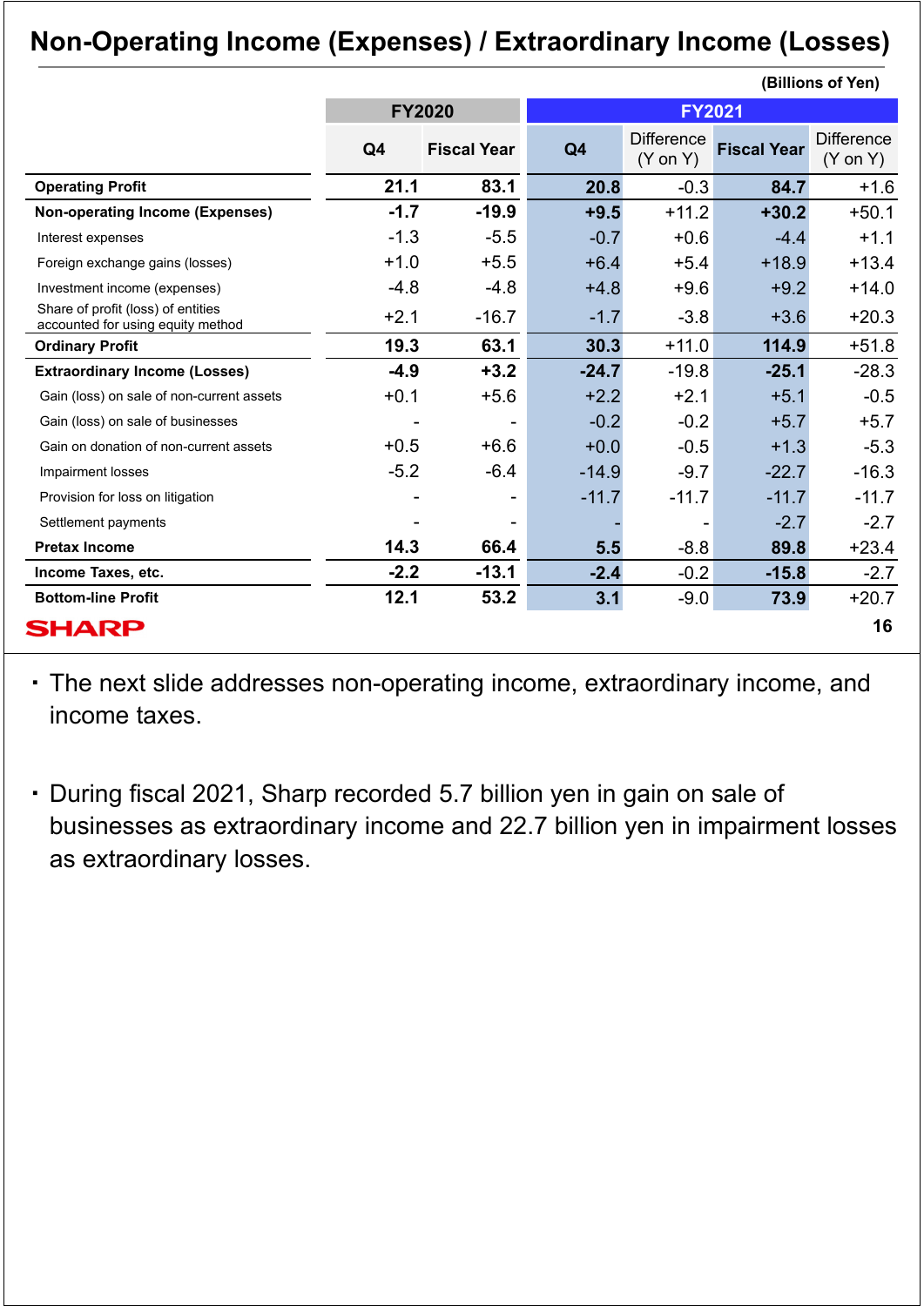# Non-Operating Income (Expenses) / Extraordinary Income (Losses)

(Billions of Yen)

| | FY2020 | | FY2021 | | | |
|---|---|---|---|---|---|---|
| | Q4 | Fiscal Year | Q4 | Difference (Y on Y) | Fiscal Year | Difference (Y on Y) |
| **Operating Profit** | **21.1** | **83.1** | **20.8** | -0.3 | **84.7** | +1.6 |
| **Non-operating Income (Expenses)** | **-1.7** | **-19.9** | **+9.5** | +11.2 | **+30.2** | +50.1 |
| Interest expenses | -1.3 | -5.5 | -0.7 | +0.6 | -4.4 | +1.1 |
| Foreign exchange gains (losses) | +1.0 | +5.5 | +6.4 | +5.4 | +18.9 | +13.4 |
| Investment income (expenses) | -4.8 | -4.8 | +4.8 | +9.6 | +9.2 | +14.0 |
| Share of profit (loss) of entities accounted for using equity method | +2.1 | -16.7 | -1.7 | -3.8 | +3.6 | +20.3 |
| **Ordinary Profit** | **19.3** | **63.1** | **30.3** | +11.0 | **114.9** | +51.8 |
| **Extraordinary Income (Losses)** | **-4.9** | **+3.2** | **-24.7** | -19.8 | **-25.1** | -28.3 |
| Gain (loss) on sale of non-current assets | +0.1 | +5.6 | +2.2 | +2.1 | +5.1 | -0.5 |
| Gain (loss) on sale of businesses | - | - | -0.2 | -0.2 | +5.7 | +5.7 |
| Gain on donation of non-current assets | +0.5 | +6.6 | +0.0 | -0.5 | +1.3 | -5.3 |
| Impairment losses | -5.2 | -6.4 | -14.9 | -9.7 | -22.7 | -16.3 |
| Provision for loss on litigation | - | - | -11.7 | -11.7 | -11.7 | -11.7 |
| Settlement payments | - | - | - | - | -2.7 | -2.7 |
| **Pretax Income** | **14.3** | **66.4** | **5.5** | -8.8 | **89.8** | +23.4 |
| **Income Taxes, etc.** | **-2.2** | **-13.1** | **-2.4** | -0.2 | **-15.8** | -2.7 |
| **Bottom-line Profit** | **12.1** | **53.2** | **3.1** | -9.0 | **73.9** | +20.7 |

- The next slide addresses non-operating income, extraordinary income, and income taxes.

- During fiscal 2021, Sharp recorded 5.7 billion yen in gain on sale of businesses as extraordinary income and 22.7 billion yen in impairment losses as extraordinary losses.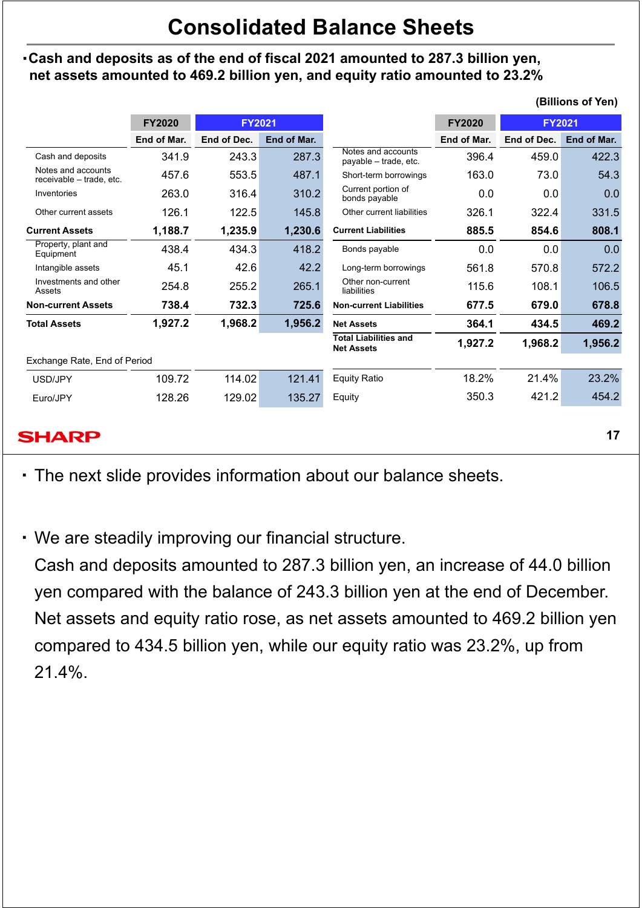# Consolidated Balance Sheets

・Cash and deposits as of the end of fiscal 2021 amounted to 287.3 billion yen, net assets amounted to 469.2 billion yen, and equity ratio amounted to 23.2%

(Billions of Yen)

| | FY2020 | FY2021 | |
|---|---|---|---|
| | End of Mar. | End of Dec. | End of Mar. |
| Cash and deposits | 341.9 | 243.3 | 287.3 |
| Notes and accounts receivable – trade, etc. | 457.6 | 553.5 | 487.1 |
| Inventories | 263.0 | 316.4 | 310.2 |
| Other current assets | 126.1 | 122.5 | 145.8 |
| **Current Assets** | **1,188.7** | **1,235.9** | **1,230.6** |
| Property, plant and Equipment | 438.4 | 434.3 | 418.2 |
| Intangible assets | 45.1 | 42.6 | 42.2 |
| Investments and other Assets | 254.8 | 255.2 | 265.1 |
| **Non-current Assets** | **738.4** | **732.3** | **725.6** |
| **Total Assets** | **1,927.2** | **1,968.2** | **1,956.2** |
| Exchange Rate, End of Period | | | |
| USD/JPY | 109.72 | 114.02 | 121.41 |
| Euro/JPY | 128.26 | 129.02 | 135.27 |

| | FY2020 | FY2021 | |
|---|---|---|---|
| | End of Mar. | End of Dec. | End of Mar. |
| Notes and accounts payable – trade, etc. | 396.4 | 459.0 | 422.3 |
| Short-term borrowings | 163.0 | 73.0 | 54.3 |
| Current portion of bonds payable | 0.0 | 0.0 | 0.0 |
| Other current liabilities | 326.1 | 322.4 | 331.5 |
| **Current Liabilities** | **885.5** | **854.6** | **808.1** |
| Bonds payable | 0.0 | 0.0 | 0.0 |
| Long-term borrowings | 561.8 | 570.8 | 572.2 |
| Other non-current liabilities | 115.6 | 108.1 | 106.5 |
| **Non-current Liabilities** | **677.5** | **679.0** | **678.8** |
| **Net Assets** | **364.1** | **434.5** | **469.2** |
| **Total Liabilities and Net Assets** | **1,927.2** | **1,968.2** | **1,956.2** |
| Equity Ratio | 18.2% | 21.4% | 23.2% |
| Equity | 350.3 | 421.2 | 454.2 |

- The next slide provides information about our balance sheets.

- We are steadily improving our financial structure.
  Cash and deposits amounted to 287.3 billion yen, an increase of 44.0 billion yen compared with the balance of 243.3 billion yen at the end of December. Net assets and equity ratio rose, as net assets amounted to 469.2 billion yen compared to 434.5 billion yen, while our equity ratio was 23.2%, up from 21.4%.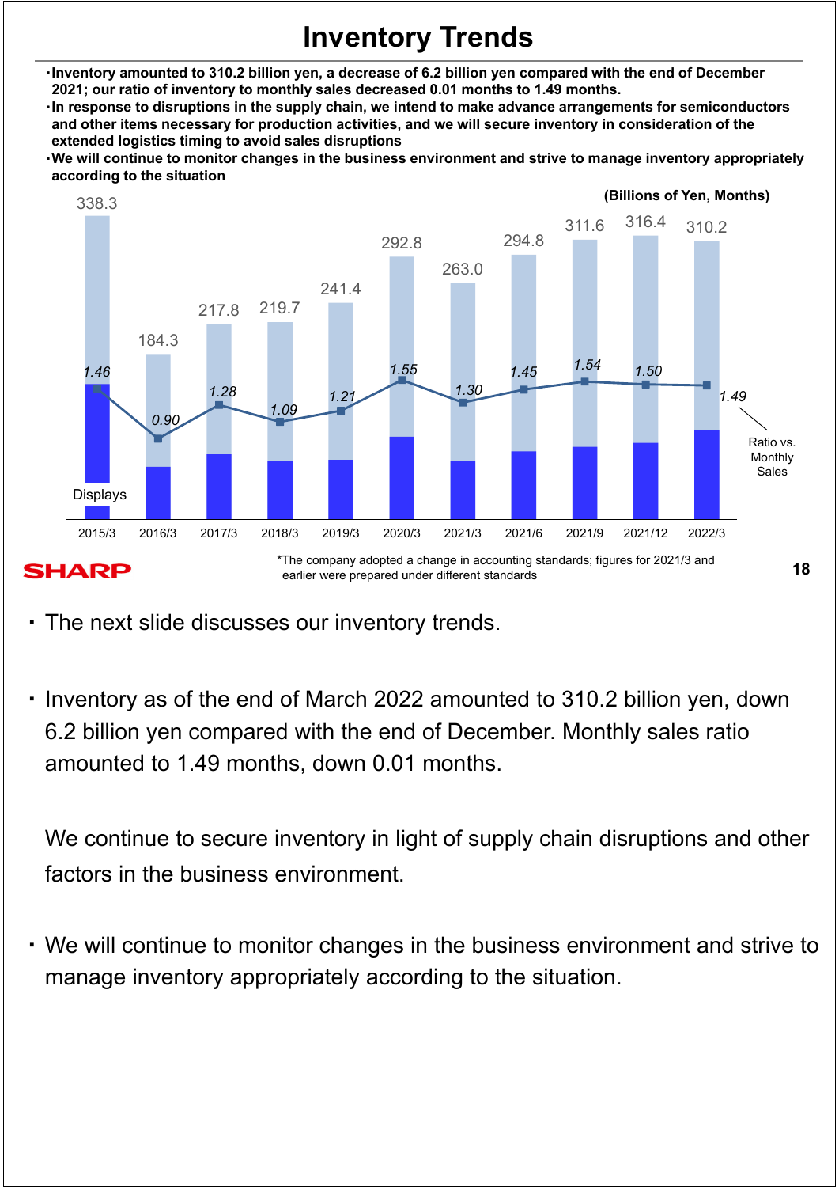# Inventory Trends

- Inventory amounted to 310.2 billion yen, a decrease of 6.2 billion yen compared with the end of December 2021; our ratio of inventory to monthly sales decreased 0.01 months to 1.49 months.
- In response to disruptions in the supply chain, we intend to make advance arrangements for semiconductors and other items necessary for production activities, and we will secure inventory in consideration of the extended logistics timing to avoid sales disruptions
- We will continue to monitor changes in the business environment and strive to manage inventory appropriately according to the situation

(Billions of Yen, Months)

| | 2015/3 | 2016/3 | 2017/3 | 2018/3 | 2019/3 | 2020/3 | 2021/3 | 2021/6 | 2021/9 | 2021/12 | 2022/3 |
|---|---|---|---|---|---|---|---|---|---|---|---|
| Inventory | 338.3 | 184.3 | 217.8 | 219.7 | 241.4 | 292.8 | 263.0 | 294.8 | 311.6 | 316.4 | 310.2 |
| Ratio vs. Monthly Sales | 1.46 | 0.90 | 1.28 | 1.09 | 1.21 | 1.55 | 1.30 | 1.45 | 1.54 | 1.50 | 1.49 |

Displays

*The company adopted a change in accounting standards; figures for 2021/3 and earlier were prepared under different standards

- The next slide discusses our inventory trends.
- Inventory as of the end of March 2022 amounted to 310.2 billion yen, down 6.2 billion yen compared with the end of December. Monthly sales ratio amounted to 1.49 months, down 0.01 months.

  We continue to secure inventory in light of supply chain disruptions and other factors in the business environment.
- We will continue to monitor changes in the business environment and strive to manage inventory appropriately according to the situation.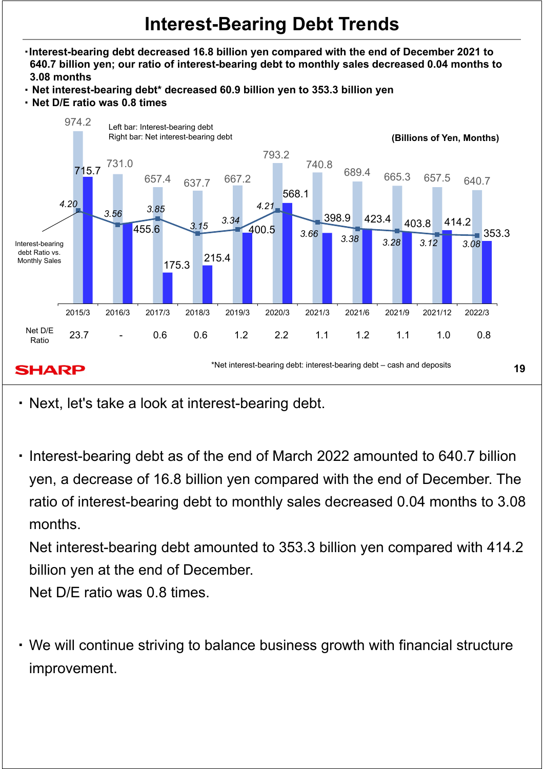# Interest-Bearing Debt Trends

- Interest-bearing debt decreased 16.8 billion yen compared with the end of December 2021 to 640.7 billion yen; our ratio of interest-bearing debt to monthly sales decreased 0.04 months to 3.08 months
- Net interest-bearing debt* decreased 60.9 billion yen to 353.3 billion yen
- Net D/E ratio was 0.8 times

Left bar: Interest-bearing debt
Right bar: Net interest-bearing debt

(Billions of Yen, Months)

| | 2015/3 | 2016/3 | 2017/3 | 2018/3 | 2019/3 | 2020/3 | 2021/3 | 2021/6 | 2021/9 | 2021/12 | 2022/3 |
|---|---|---|---|---|---|---|---|---|---|---|---|
| Interest-bearing debt | 974.2 | 731.0 | 657.4 | 637.7 | 667.2 | 793.2 | 740.8 | 689.4 | 665.3 | 657.5 | 640.7 |
| Net interest-bearing debt | 715.7 | 455.6 | 175.3 | 215.4 | 400.5 | 568.1 | 398.9 | 423.4 | 403.8 | 414.2 | 353.3 |
| Interest-bearing debt Ratio vs. Monthly Sales | 4.20 | 3.56 | 3.85 | 3.15 | 3.34 | 4.21 | 3.66 | 3.38 | 3.28 | 3.12 | 3.08 |
| Net D/E Ratio | 23.7 | - | 0.6 | 0.6 | 1.2 | 2.2 | 1.1 | 1.2 | 1.1 | 1.0 | 0.8 |

*Net interest-bearing debt: interest-bearing debt – cash and deposits

- Next, let's take a look at interest-bearing debt.

- Interest-bearing debt as of the end of March 2022 amounted to 640.7 billion yen, a decrease of 16.8 billion yen compared with the end of December. The ratio of interest-bearing debt to monthly sales decreased 0.04 months to 3.08 months.
  Net interest-bearing debt amounted to 353.3 billion yen compared with 414.2 billion yen at the end of December.
  Net D/E ratio was 0.8 times.

- We will continue striving to balance business growth with financial structure improvement.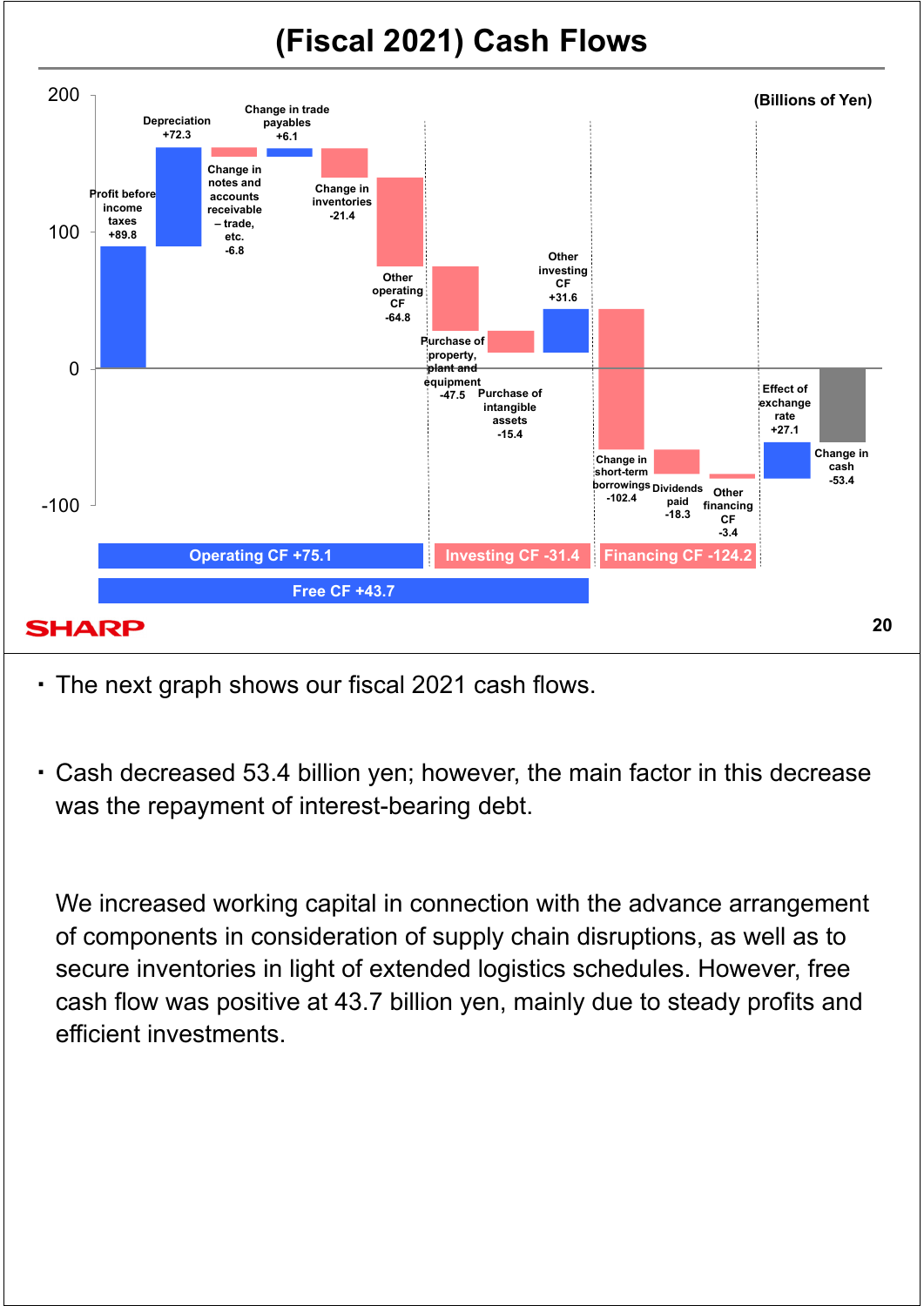# (Fiscal 2021) Cash Flows

(Billions of Yen)

| Item | Amount |
|---|---|
| Profit before income taxes | +89.8 |
| Depreciation | +72.3 |
| Change in notes and accounts receivable – trade, etc. | -6.8 |
| Change in trade payables | +6.1 |
| Change in inventories | -21.4 |
| Other operating CF | -64.8 |
| Purchase of property, plant and equipment | -47.5 |
| Purchase of intangible assets | -15.4 |
| Other investing CF | +31.6 |
| Change in short-term borrowings | -102.4 |
| Dividends paid | -18.3 |
| Other financing CF | -3.4 |
| Effect of exchange rate | +27.1 |
| Change in cash | -53.4 |

Operating CF +75.1 | Investing CF -31.4 | Financing CF -124.2

Free CF +43.7

- The next graph shows our fiscal 2021 cash flows.

- Cash decreased 53.4 billion yen; however, the main factor in this decrease was the repayment of interest-bearing debt.

  We increased working capital in connection with the advance arrangement of components in consideration of supply chain disruptions, as well as to secure inventories in light of extended logistics schedules. However, free cash flow was positive at 43.7 billion yen, mainly due to steady profits and efficient investments.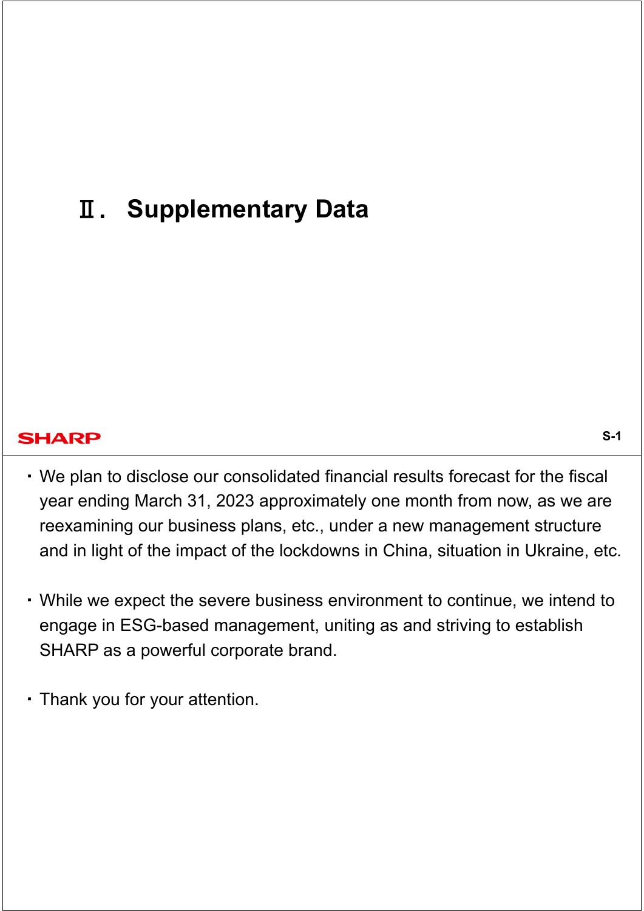# Ⅱ. Supplementary Data

- We plan to disclose our consolidated financial results forecast for the fiscal year ending March 31, 2023 approximately one month from now, as we are reexamining our business plans, etc., under a new management structure and in light of the impact of the lockdowns in China, situation in Ukraine, etc.

- While we expect the severe business environment to continue, we intend to engage in ESG-based management, uniting as and striving to establish SHARP as a powerful corporate brand.

- Thank you for your attention.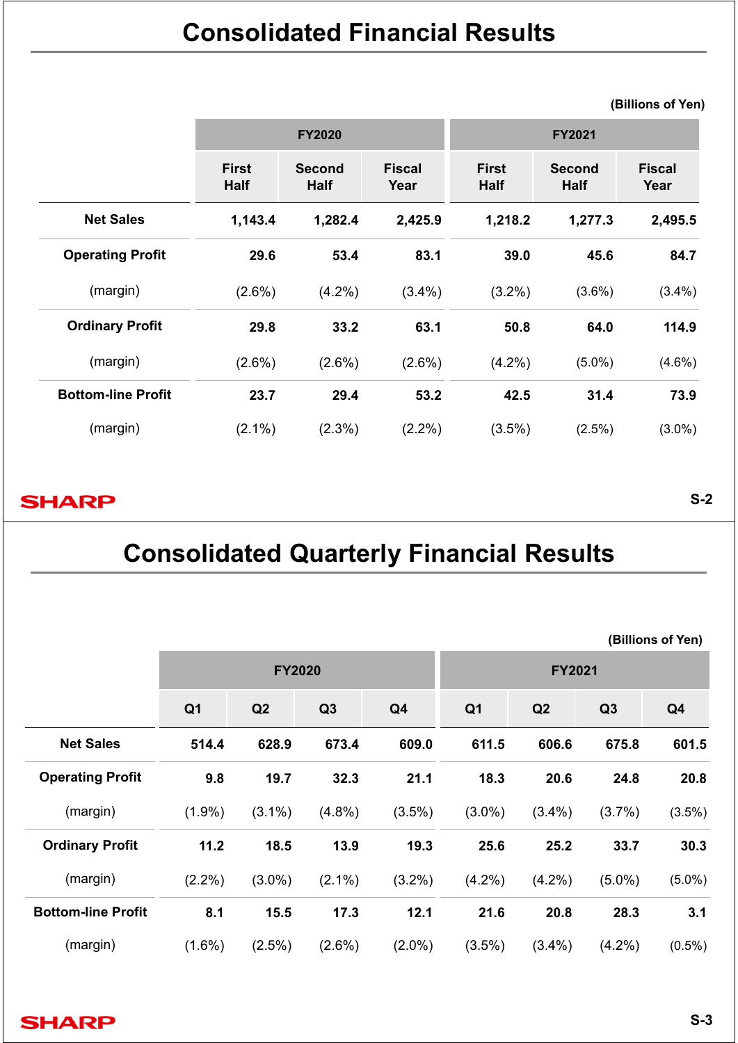# Consolidated Financial Results

(Billions of Yen)

| | FY2020 | | | FY2021 | | |
|---|---|---|---|---|---|---|
| | First Half | Second Half | Fiscal Year | First Half | Second Half | Fiscal Year |
| **Net Sales** | **1,143.4** | **1,282.4** | **2,425.9** | **1,218.2** | **1,277.3** | **2,495.5** |
| **Operating Profit** | **29.6** | **53.4** | **83.1** | **39.0** | **45.6** | **84.7** |
| (margin) | (2.6%) | (4.2%) | (3.4%) | (3.2%) | (3.6%) | (3.4%) |
| **Ordinary Profit** | **29.8** | **33.2** | **63.1** | **50.8** | **64.0** | **114.9** |
| (margin) | (2.6%) | (2.6%) | (2.6%) | (4.2%) | (5.0%) | (4.6%) |
| **Bottom-line Profit** | **23.7** | **29.4** | **53.2** | **42.5** | **31.4** | **73.9** |
| (margin) | (2.1%) | (2.3%) | (2.2%) | (3.5%) | (2.5%) | (3.0%) |

# Consolidated Quarterly Financial Results

(Billions of Yen)

| | FY2020 | | | | FY2021 | | | |
|---|---|---|---|---|---|---|---|---|
| | Q1 | Q2 | Q3 | Q4 | Q1 | Q2 | Q3 | Q4 |
| **Net Sales** | **514.4** | **628.9** | **673.4** | **609.0** | **611.5** | **606.6** | **675.8** | **601.5** |
| **Operating Profit** | **9.8** | **19.7** | **32.3** | **21.1** | **18.3** | **20.6** | **24.8** | **20.8** |
| (margin) | (1.9%) | (3.1%) | (4.8%) | (3.5%) | (3.0%) | (3.4%) | (3.7%) | (3.5%) |
| **Ordinary Profit** | **11.2** | **18.5** | **13.9** | **19.3** | **25.6** | **25.2** | **33.7** | **30.3** |
| (margin) | (2.2%) | (3.0%) | (2.1%) | (3.2%) | (4.2%) | (4.2%) | (5.0%) | (5.0%) |
| **Bottom-line Profit** | **8.1** | **15.5** | **17.3** | **12.1** | **21.6** | **20.8** | **28.3** | **3.1** |
| (margin) | (1.6%) | (2.5%) | (2.6%) | (2.0%) | (3.5%) | (3.4%) | (4.2%) | (0.5%) |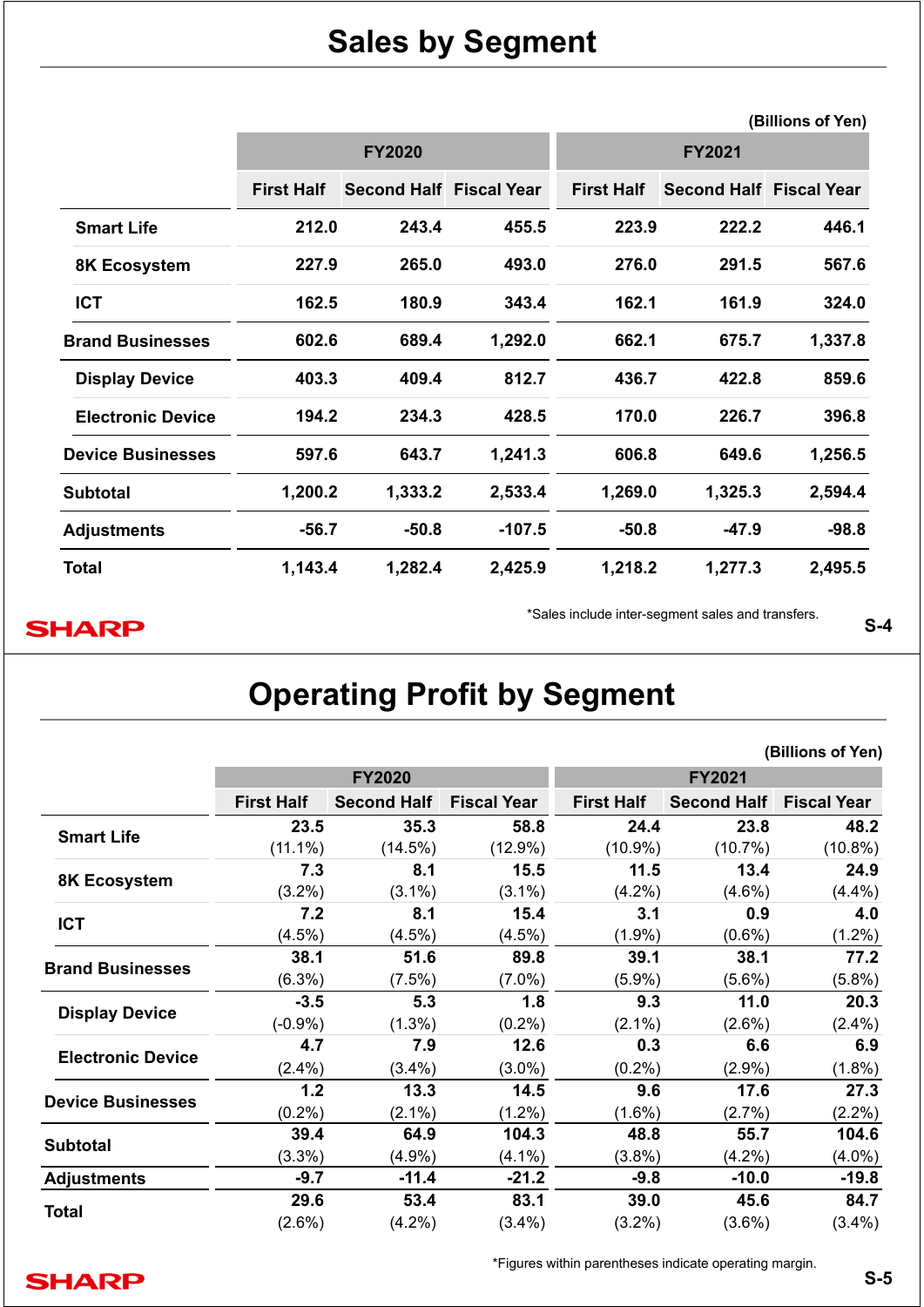# Sales by Segment

(Billions of Yen)

| | FY2020 | | | FY2021 | | |
|---|---|---|---|---|---|---|
| | First Half | Second Half | Fiscal Year | First Half | Second Half | Fiscal Year |
| Smart Life | 212.0 | 243.4 | 455.5 | 223.9 | 222.2 | 446.1 |
| 8K Ecosystem | 227.9 | 265.0 | 493.0 | 276.0 | 291.5 | 567.6 |
| ICT | 162.5 | 180.9 | 343.4 | 162.1 | 161.9 | 324.0 |
| Brand Businesses | 602.6 | 689.4 | 1,292.0 | 662.1 | 675.7 | 1,337.8 |
| Display Device | 403.3 | 409.4 | 812.7 | 436.7 | 422.8 | 859.6 |
| Electronic Device | 194.2 | 234.3 | 428.5 | 170.0 | 226.7 | 396.8 |
| Device Businesses | 597.6 | 643.7 | 1,241.3 | 606.8 | 649.6 | 1,256.5 |
| Subtotal | 1,200.2 | 1,333.2 | 2,533.4 | 1,269.0 | 1,325.3 | 2,594.4 |
| Adjustments | -56.7 | -50.8 | -107.5 | -50.8 | -47.9 | -98.8 |
| Total | 1,143.4 | 1,282.4 | 2,425.9 | 1,218.2 | 1,277.3 | 2,495.5 |

*Sales include inter-segment sales and transfers.

# Operating Profit by Segment

(Billions of Yen)

| | FY2020 | | | FY2021 | | |
|---|---|---|---|---|---|---|
| | First Half | Second Half | Fiscal Year | First Half | Second Half | Fiscal Year |
| Smart Life | 23.5 (11.1%) | 35.3 (14.5%) | 58.8 (12.9%) | 24.4 (10.9%) | 23.8 (10.7%) | 48.2 (10.8%) |
| 8K Ecosystem | 7.3 (3.2%) | 8.1 (3.1%) | 15.5 (3.1%) | 11.5 (4.2%) | 13.4 (4.6%) | 24.9 (4.4%) |
| ICT | 7.2 (4.5%) | 8.1 (4.5%) | 15.4 (4.5%) | 3.1 (1.9%) | 0.9 (0.6%) | 4.0 (1.2%) |
| Brand Businesses | 38.1 (6.3%) | 51.6 (7.5%) | 89.8 (7.0%) | 39.1 (5.9%) | 38.1 (5.6%) | 77.2 (5.8%) |
| Display Device | -3.5 (-0.9%) | 5.3 (1.3%) | 1.8 (0.2%) | 9.3 (2.1%) | 11.0 (2.6%) | 20.3 (2.4%) |
| Electronic Device | 4.7 (2.4%) | 7.9 (3.4%) | 12.6 (3.0%) | 0.3 (0.2%) | 6.6 (2.9%) | 6.9 (1.8%) |
| Device Businesses | 1.2 (0.2%) | 13.3 (2.1%) | 14.5 (1.2%) | 9.6 (1.6%) | 17.6 (2.7%) | 27.3 (2.2%) |
| Subtotal | 39.4 (3.3%) | 64.9 (4.9%) | 104.3 (4.1%) | 48.8 (3.8%) | 55.7 (4.2%) | 104.6 (4.0%) |
| Adjustments | -9.7 | -11.4 | -21.2 | -9.8 | -10.0 | -19.8 |
| Total | 29.6 (2.6%) | 53.4 (4.2%) | 83.1 (3.4%) | 39.0 (3.2%) | 45.6 (3.6%) | 84.7 (3.4%) |

*Figures within parentheses indicate operating margin.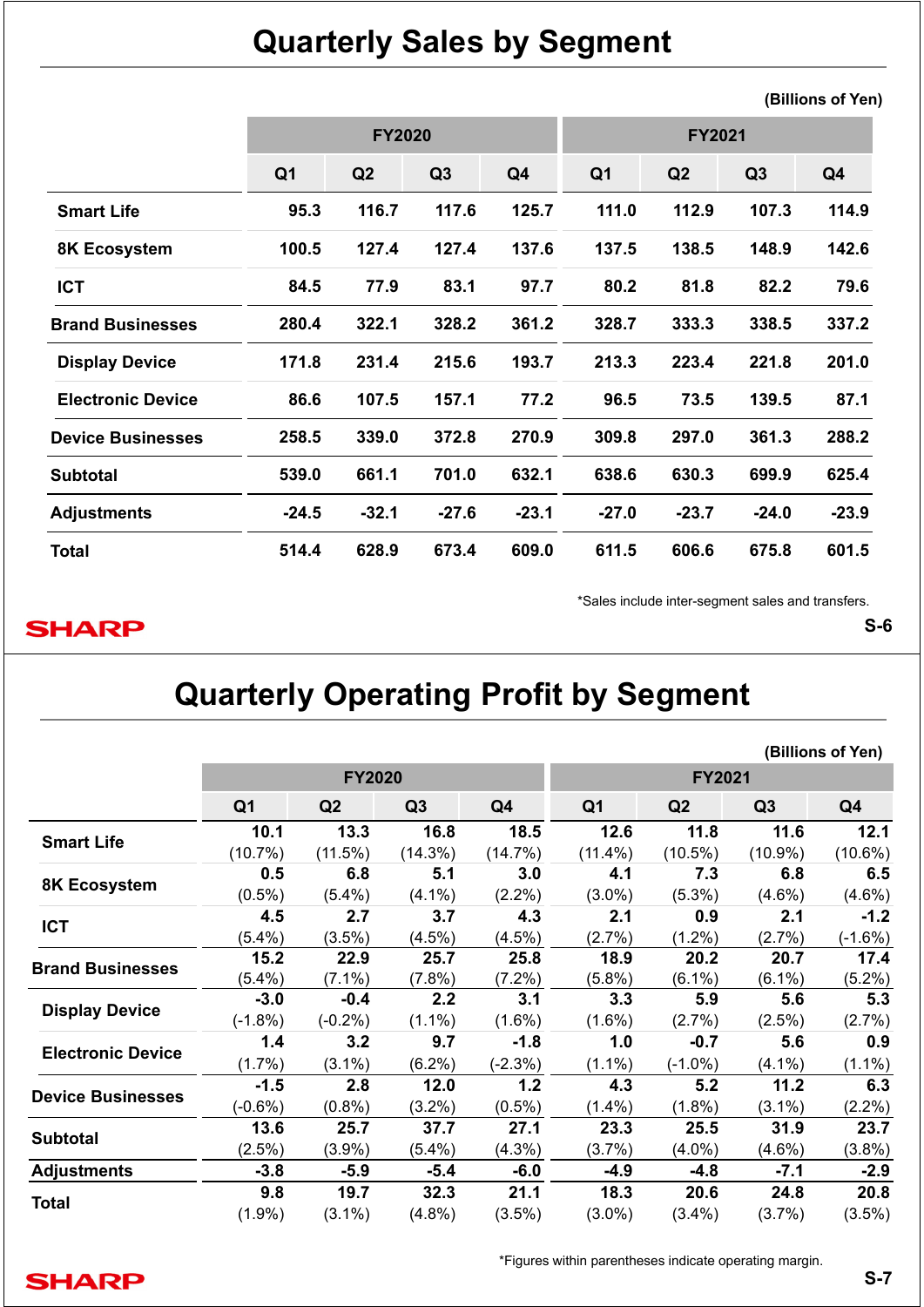# Quarterly Sales by Segment

(Billions of Yen)

| | FY2020 | | | | FY2021 | | | |
|---|---|---|---|---|---|---|---|---|
| | Q1 | Q2 | Q3 | Q4 | Q1 | Q2 | Q3 | Q4 |
| Smart Life | 95.3 | 116.7 | 117.6 | 125.7 | 111.0 | 112.9 | 107.3 | 114.9 |
| 8K Ecosystem | 100.5 | 127.4 | 127.4 | 137.6 | 137.5 | 138.5 | 148.9 | 142.6 |
| ICT | 84.5 | 77.9 | 83.1 | 97.7 | 80.2 | 81.8 | 82.2 | 79.6 |
| Brand Businesses | 280.4 | 322.1 | 328.2 | 361.2 | 328.7 | 333.3 | 338.5 | 337.2 |
| Display Device | 171.8 | 231.4 | 215.6 | 193.7 | 213.3 | 223.4 | 221.8 | 201.0 |
| Electronic Device | 86.6 | 107.5 | 157.1 | 77.2 | 96.5 | 73.5 | 139.5 | 87.1 |
| Device Businesses | 258.5 | 339.0 | 372.8 | 270.9 | 309.8 | 297.0 | 361.3 | 288.2 |
| Subtotal | 539.0 | 661.1 | 701.0 | 632.1 | 638.6 | 630.3 | 699.9 | 625.4 |
| Adjustments | -24.5 | -32.1 | -27.6 | -23.1 | -27.0 | -23.7 | -24.0 | -23.9 |
| Total | 514.4 | 628.9 | 673.4 | 609.0 | 611.5 | 606.6 | 675.8 | 601.5 |

*Sales include inter-segment sales and transfers.

# Quarterly Operating Profit by Segment

(Billions of Yen)

| | FY2020 | | | | FY2021 | | | |
|---|---|---|---|---|---|---|---|---|
| | Q1 | Q2 | Q3 | Q4 | Q1 | Q2 | Q3 | Q4 |
| Smart Life | 10.1 (10.7%) | 13.3 (11.5%) | 16.8 (14.3%) | 18.5 (14.7%) | 12.6 (11.4%) | 11.8 (10.5%) | 11.6 (10.9%) | 12.1 (10.6%) |
| 8K Ecosystem | 0.5 (0.5%) | 6.8 (5.4%) | 5.1 (4.1%) | 3.0 (2.2%) | 4.1 (3.0%) | 7.3 (5.3%) | 6.8 (4.6%) | 6.5 (4.6%) |
| ICT | 4.5 (5.4%) | 2.7 (3.5%) | 3.7 (4.5%) | 4.3 (4.5%) | 2.1 (2.7%) | 0.9 (1.2%) | 2.1 (2.7%) | -1.2 (-1.6%) |
| Brand Businesses | 15.2 (5.4%) | 22.9 (7.1%) | 25.7 (7.8%) | 25.8 (7.2%) | 18.9 (5.8%) | 20.2 (6.1%) | 20.7 (6.1%) | 17.4 (5.2%) |
| Display Device | -3.0 (-1.8%) | -0.4 (-0.2%) | 2.2 (1.1%) | 3.1 (1.6%) | 3.3 (1.6%) | 5.9 (2.7%) | 5.6 (2.5%) | 5.3 (2.7%) |
| Electronic Device | 1.4 (1.7%) | 3.2 (3.1%) | 9.7 (6.2%) | -1.8 (-2.3%) | 1.0 (1.1%) | -0.7 (-1.0%) | 5.6 (4.1%) | 0.9 (1.1%) |
| Device Businesses | -1.5 (-0.6%) | 2.8 (0.8%) | 12.0 (3.2%) | 1.2 (0.5%) | 4.3 (1.4%) | 5.2 (1.8%) | 11.2 (3.1%) | 6.3 (2.2%) |
| Subtotal | 13.6 (2.5%) | 25.7 (3.9%) | 37.7 (5.4%) | 27.1 (4.3%) | 23.3 (3.7%) | 25.5 (4.0%) | 31.9 (4.6%) | 23.7 (3.8%) |
| Adjustments | -3.8 | -5.9 | -5.4 | -6.0 | -4.9 | -4.8 | -7.1 | -2.9 |
| Total | 9.8 (1.9%) | 19.7 (3.1%) | 32.3 (4.8%) | 21.1 (3.5%) | 18.3 (3.0%) | 20.6 (3.4%) | 24.8 (3.7%) | 20.8 (3.5%) |

*Figures within parentheses indicate operating margin.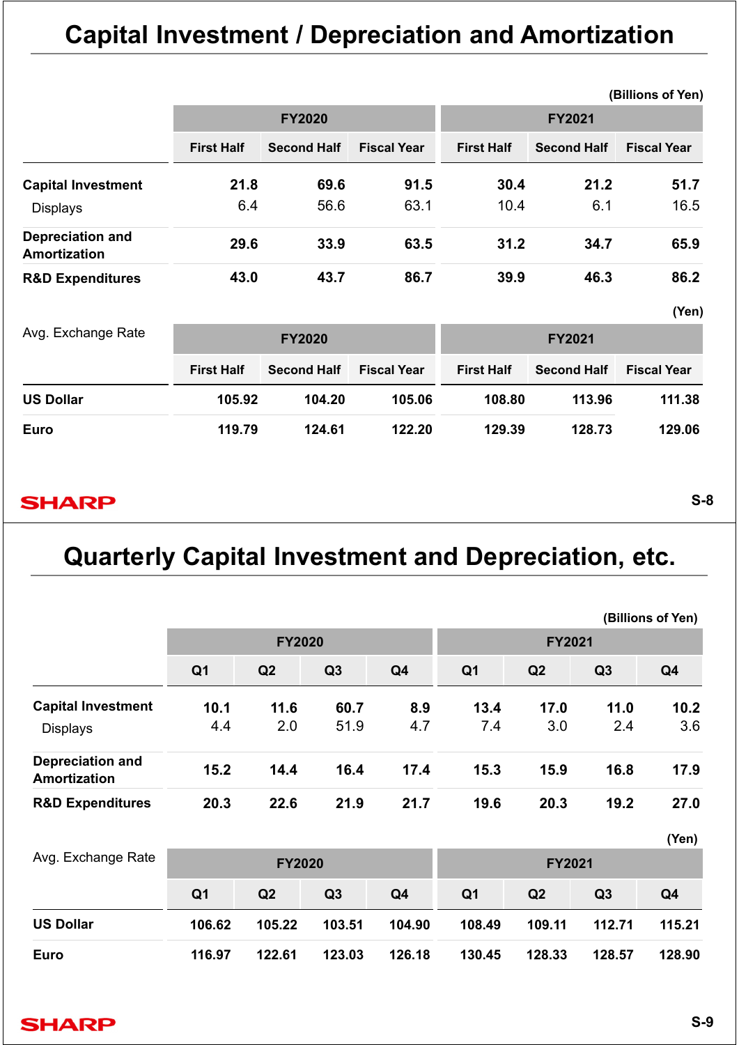# Capital Investment / Depreciation and Amortization

(Billions of Yen)

| | FY2020 | | | FY2021 | | |
|---|---|---|---|---|---|---|
| | First Half | Second Half | Fiscal Year | First Half | Second Half | Fiscal Year |
| **Capital Investment** | **21.8** | **69.6** | **91.5** | **30.4** | **21.2** | **51.7** |
| Displays | 6.4 | 56.6 | 63.1 | 10.4 | 6.1 | 16.5 |
| **Depreciation and Amortization** | **29.6** | **33.9** | **63.5** | **31.2** | **34.7** | **65.9** |
| **R&D Expenditures** | **43.0** | **43.7** | **86.7** | **39.9** | **46.3** | **86.2** |

(Yen)

| Avg. Exchange Rate | FY2020 | | | FY2021 | | |
|---|---|---|---|---|---|---|
| | First Half | Second Half | Fiscal Year | First Half | Second Half | Fiscal Year |
| **US Dollar** | **105.92** | **104.20** | **105.06** | **108.80** | **113.96** | **111.38** |
| **Euro** | **119.79** | **124.61** | **122.20** | **129.39** | **128.73** | **129.06** |

# Quarterly Capital Investment and Depreciation, etc.

(Billions of Yen)

| | FY2020 | | | | FY2021 | | | |
|---|---|---|---|---|---|---|---|---|
| | Q1 | Q2 | Q3 | Q4 | Q1 | Q2 | Q3 | Q4 |
| **Capital Investment** | **10.1** | **11.6** | **60.7** | **8.9** | **13.4** | **17.0** | **11.0** | **10.2** |
| Displays | 4.4 | 2.0 | 51.9 | 4.7 | 7.4 | 3.0 | 2.4 | 3.6 |
| **Depreciation and Amortization** | **15.2** | **14.4** | **16.4** | **17.4** | **15.3** | **15.9** | **16.8** | **17.9** |
| **R&D Expenditures** | **20.3** | **22.6** | **21.9** | **21.7** | **19.6** | **20.3** | **19.2** | **27.0** |

(Yen)

| Avg. Exchange Rate | FY2020 | | | | FY2021 | | | |
|---|---|---|---|---|---|---|---|---|
| | Q1 | Q2 | Q3 | Q4 | Q1 | Q2 | Q3 | Q4 |
| **US Dollar** | **106.62** | **105.22** | **103.51** | **104.90** | **108.49** | **109.11** | **112.71** | **115.21** |
| **Euro** | **116.97** | **122.61** | **123.03** | **126.18** | **130.45** | **128.33** | **128.57** | **128.90** |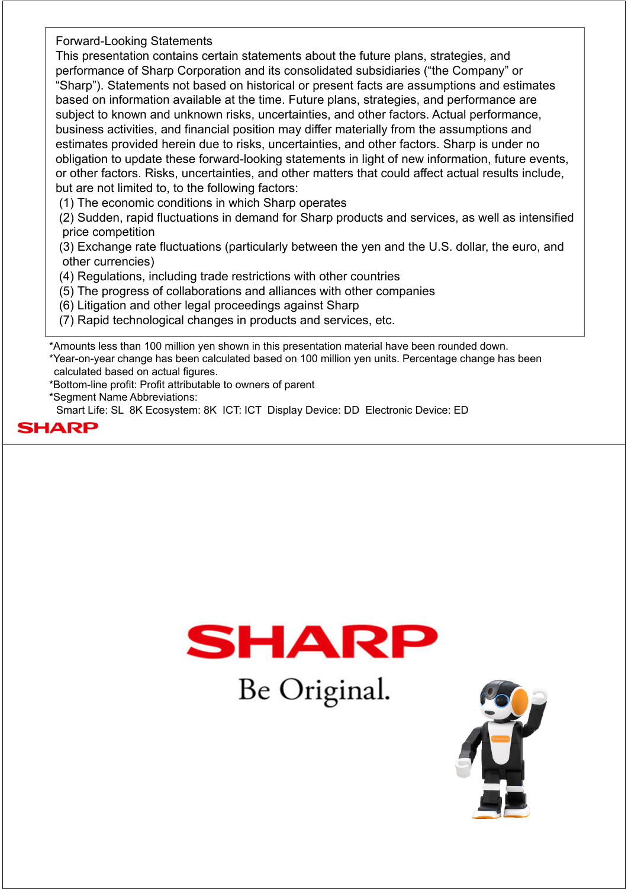Forward-Looking Statements

This presentation contains certain statements about the future plans, strategies, and performance of Sharp Corporation and its consolidated subsidiaries ("the Company" or "Sharp"). Statements not based on historical or present facts are assumptions and estimates based on information available at the time. Future plans, strategies, and performance are subject to known and unknown risks, uncertainties, and other factors. Actual performance, business activities, and financial position may differ materially from the assumptions and estimates provided herein due to risks, uncertainties, and other factors. Sharp is under no obligation to update these forward-looking statements in light of new information, future events, or other factors. Risks, uncertainties, and other matters that could affect actual results include, but are not limited to, to the following factors:

(1) The economic conditions in which Sharp operates
(2) Sudden, rapid fluctuations in demand for Sharp products and services, as well as intensified price competition
(3) Exchange rate fluctuations (particularly between the yen and the U.S. dollar, the euro, and other currencies)
(4) Regulations, including trade restrictions with other countries
(5) The progress of collaborations and alliances with other companies
(6) Litigation and other legal proceedings against Sharp
(7) Rapid technological changes in products and services, etc.

*Amounts less than 100 million yen shown in this presentation material have been rounded down.
*Year-on-year change has been calculated based on 100 million yen units. Percentage change has been calculated based on actual figures.
*Bottom-line profit: Profit attributable to owners of parent
*Segment Name Abbreviations:
Smart Life: SL 8K Ecosystem: 8K ICT: ICT Display Device: DD Electronic Device: ED

SHARP

SHARP

Be Original.